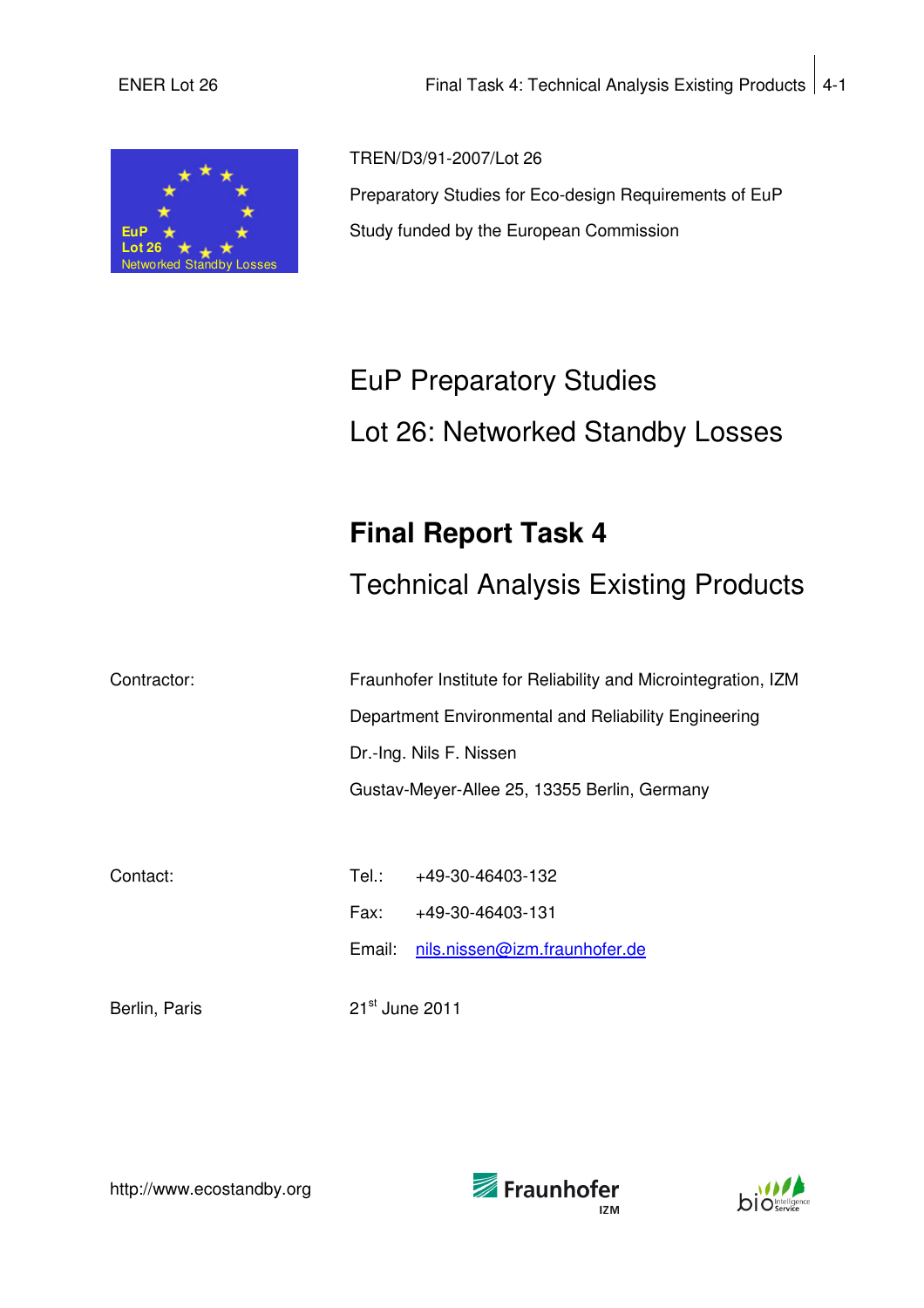TREN/D3/91-2007/Lot 26

Preparatory Studies for Eco-design Requirements of EuP

Study funded by the European Commission

# EuP Preparatory Studies

# Lot 26: Networked Standby Losses

## Final Report Task 4

## Technical Analysis Existing Products

Contractor: Fraunhofer Institute for Reliability and Microintegration, IZM
Department Environmental and Reliability Engineering
Dr.-Ing. Nils F. Nissen
Gustav-Meyer-Allee 25, 13355 Berlin, Germany

Contact:
Tel.: +49-30-46403-132
Fax: +49-30-46403-131
Email: nils.nissen@izm.fraunhofer.de

Berlin, Paris 21st June 2011

http://www.ecostandby.org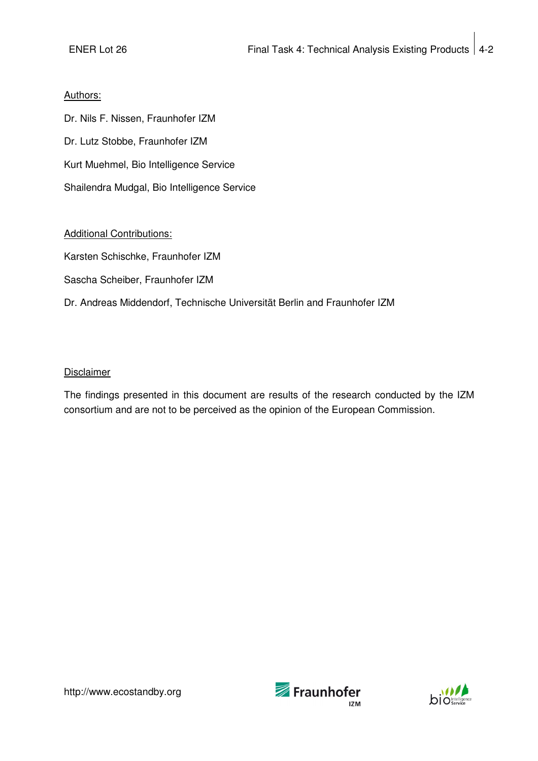Authors:

Dr. Nils F. Nissen, Fraunhofer IZM

Dr. Lutz Stobbe, Fraunhofer IZM

Kurt Muehmel, Bio Intelligence Service

Shailendra Mudgal, Bio Intelligence Service

Additional Contributions:

Karsten Schischke, Fraunhofer IZM

Sascha Scheiber, Fraunhofer IZM

Dr. Andreas Middendorf, Technische Universität Berlin and Fraunhofer IZM

Disclaimer

The findings presented in this document are results of the research conducted by the IZM consortium and are not to be perceived as the opinion of the European Commission.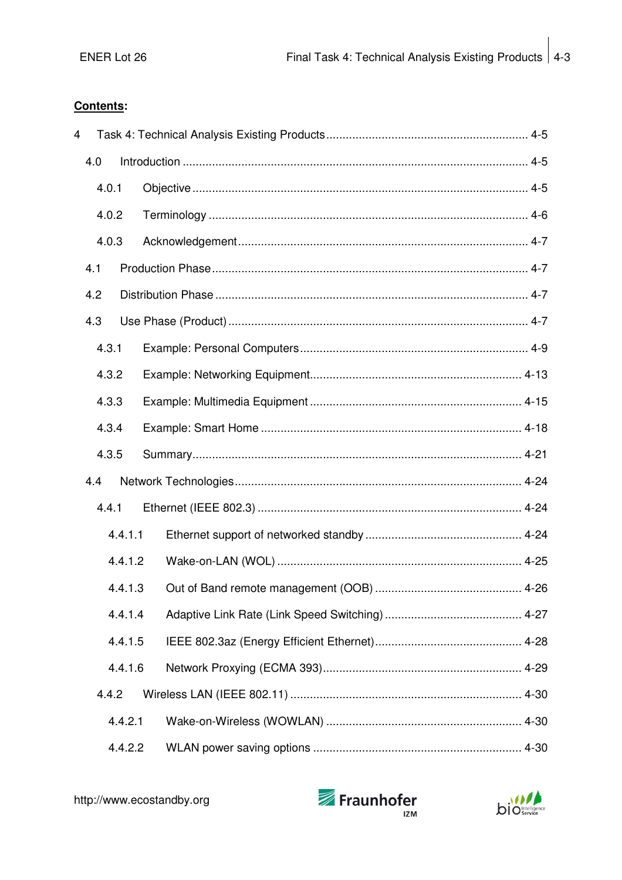**Contents:**

4 Task 4: Technical Analysis Existing Products ............................................................ 4-5

4.0 Introduction ......................................................................................................... 4-5

4.0.1 Objective ...................................................................................................... 4-5

4.0.2 Terminology ................................................................................................. 4-6

4.0.3 Acknowledgement ........................................................................................ 4-7

4.1 Production Phase ................................................................................................ 4-7

4.2 Distribution Phase ............................................................................................... 4-7

4.3 Use Phase (Product) ........................................................................................... 4-7

4.3.1 Example: Personal Computers ..................................................................... 4-9

4.3.2 Example: Networking Equipment ................................................................. 4-13

4.3.3 Example: Multimedia Equipment ................................................................. 4-15

4.3.4 Example: Smart Home ................................................................................ 4-18

4.3.5 Summary ..................................................................................................... 4-21

4.4 Network Technologies ........................................................................................ 4-24

4.4.1 Ethernet (IEEE 802.3) ................................................................................. 4-24

4.4.1.1 Ethernet support of networked standby ................................................ 4-24

4.4.1.2 Wake-on-LAN (WOL) ........................................................................... 4-25

4.4.1.3 Out of Band remote management (OOB) ............................................. 4-26

4.4.1.4 Adaptive Link Rate (Link Speed Switching) .......................................... 4-27

4.4.1.5 IEEE 802.3az (Energy Efficient Ethernet) ............................................. 4-28

4.4.1.6 Network Proxying (ECMA 393) ............................................................ 4-29

4.4.2 Wireless LAN (IEEE 802.11) ...................................................................... 4-30

4.4.2.1 Wake-on-Wireless (WOWLAN) ............................................................ 4-30

4.4.2.2 WLAN power saving options ................................................................ 4-30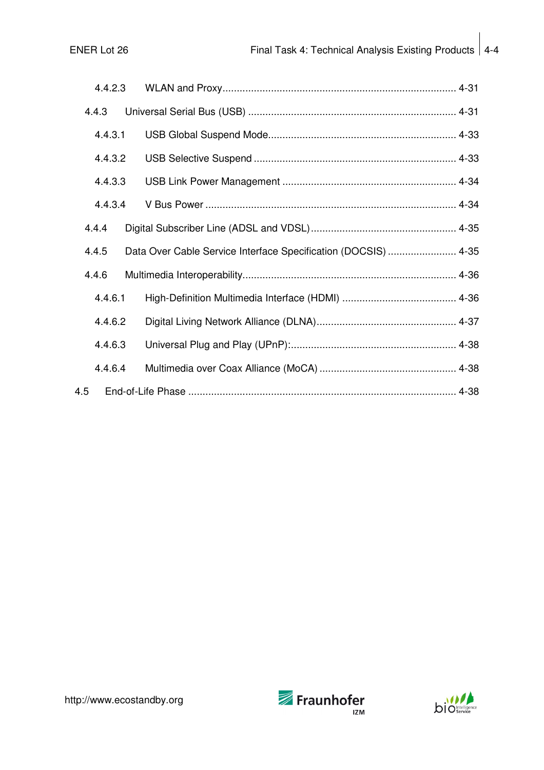4.4.2.3 WLAN and Proxy ........................................................................................ 4-31

4.4.3 Universal Serial Bus (USB) ........................................................................ 4-31

4.4.3.1 USB Global Suspend Mode................................................................. 4-33

4.4.3.2 USB Selective Suspend ...................................................................... 4-33

4.4.3.3 USB Link Power Management ............................................................ 4-34

4.4.3.4 V Bus Power ....................................................................................... 4-34

4.4.4 Digital Subscriber Line (ADSL and VDSL) .................................................. 4-35

4.4.5 Data Over Cable Service Interface Specification (DOCSIS) ........................ 4-35

4.4.6 Multimedia Interoperability.......................................................................... 4-36

4.4.6.1 High-Definition Multimedia Interface (HDMI) ........................................ 4-36

4.4.6.2 Digital Living Network Alliance (DLNA)................................................ 4-37

4.4.6.3 Universal Plug and Play (UPnP):.......................................................... 4-38

4.4.6.4 Multimedia over Coax Alliance (MoCA) ................................................ 4-38

4.5 End-of-Life Phase ............................................................................................ 4-38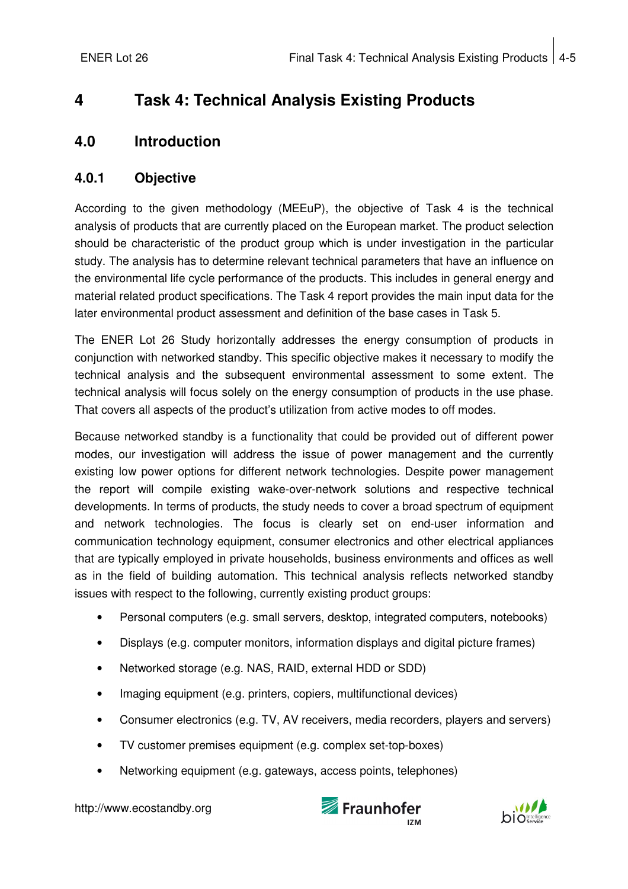# 4 Task 4: Technical Analysis Existing Products

## 4.0 Introduction

### 4.0.1 Objective

According to the given methodology (MEEuP), the objective of Task 4 is the technical analysis of products that are currently placed on the European market. The product selection should be characteristic of the product group which is under investigation in the particular study. The analysis has to determine relevant technical parameters that have an influence on the environmental life cycle performance of the products. This includes in general energy and material related product specifications. The Task 4 report provides the main input data for the later environmental product assessment and definition of the base cases in Task 5.

The ENER Lot 26 Study horizontally addresses the energy consumption of products in conjunction with networked standby. This specific objective makes it necessary to modify the technical analysis and the subsequent environmental assessment to some extent. The technical analysis will focus solely on the energy consumption of products in the use phase. That covers all aspects of the product's utilization from active modes to off modes.

Because networked standby is a functionality that could be provided out of different power modes, our investigation will address the issue of power management and the currently existing low power options for different network technologies. Despite power management the report will compile existing wake-over-network solutions and respective technical developments. In terms of products, the study needs to cover a broad spectrum of equipment and network technologies. The focus is clearly set on end-user information and communication technology equipment, consumer electronics and other electrical appliances that are typically employed in private households, business environments and offices as well as in the field of building automation. This technical analysis reflects networked standby issues with respect to the following, currently existing product groups:

- Personal computers (e.g. small servers, desktop, integrated computers, notebooks)
- Displays (e.g. computer monitors, information displays and digital picture frames)
- Networked storage (e.g. NAS, RAID, external HDD or SDD)
- Imaging equipment (e.g. printers, copiers, multifunctional devices)
- Consumer electronics (e.g. TV, AV receivers, media recorders, players and servers)
- TV customer premises equipment (e.g. complex set-top-boxes)
- Networking equipment (e.g. gateways, access points, telephones)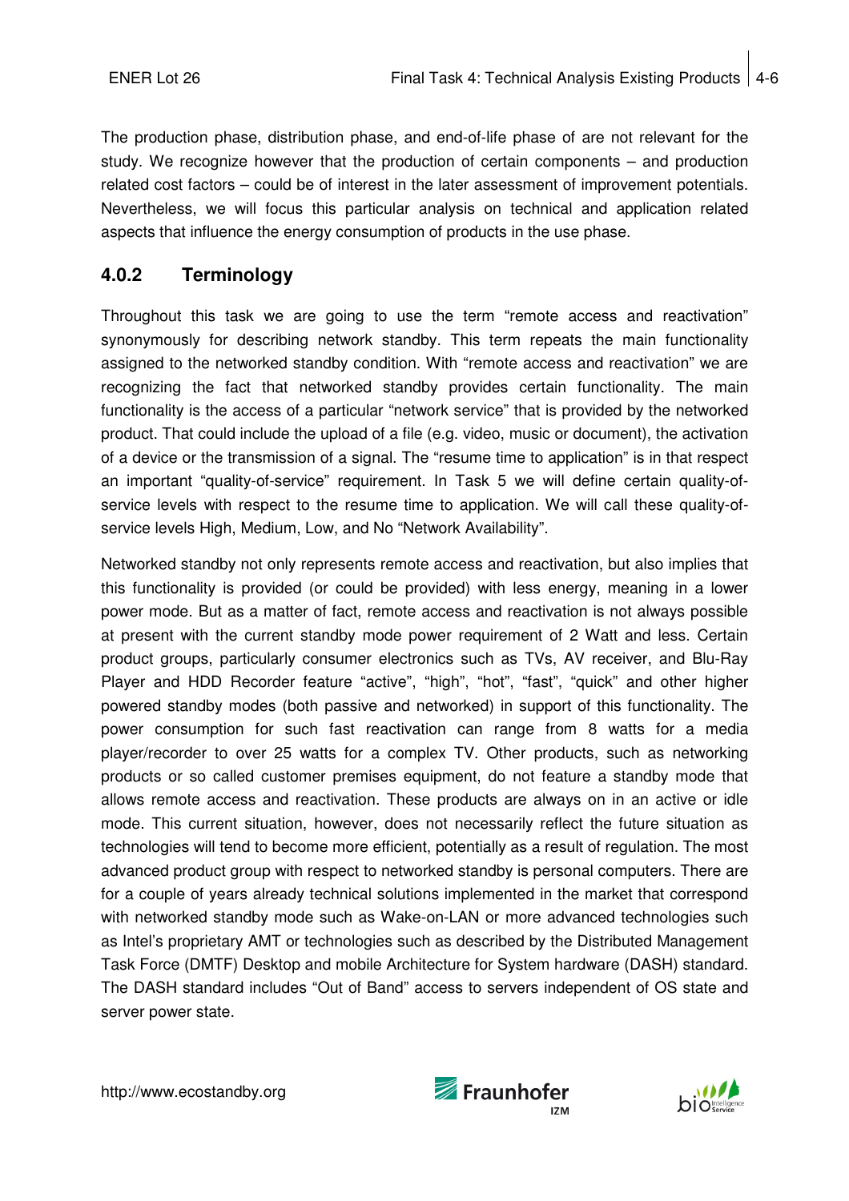The production phase, distribution phase, and end-of-life phase of are not relevant for the study. We recognize however that the production of certain components – and production related cost factors – could be of interest in the later assessment of improvement potentials. Nevertheless, we will focus this particular analysis on technical and application related aspects that influence the energy consumption of products in the use phase.

### 4.0.2 Terminology

Throughout this task we are going to use the term "remote access and reactivation" synonymously for describing network standby. This term repeats the main functionality assigned to the networked standby condition. With "remote access and reactivation" we are recognizing the fact that networked standby provides certain functionality. The main functionality is the access of a particular "network service" that is provided by the networked product. That could include the upload of a file (e.g. video, music or document), the activation of a device or the transmission of a signal. The "resume time to application" is in that respect an important "quality-of-service" requirement. In Task 5 we will define certain quality-of-service levels with respect to the resume time to application. We will call these quality-of-service levels High, Medium, Low, and No "Network Availability".

Networked standby not only represents remote access and reactivation, but also implies that this functionality is provided (or could be provided) with less energy, meaning in a lower power mode. But as a matter of fact, remote access and reactivation is not always possible at present with the current standby mode power requirement of 2 Watt and less. Certain product groups, particularly consumer electronics such as TVs, AV receiver, and Blu-Ray Player and HDD Recorder feature "active", "high", "hot", "fast", "quick" and other higher powered standby modes (both passive and networked) in support of this functionality. The power consumption for such fast reactivation can range from 8 watts for a media player/recorder to over 25 watts for a complex TV. Other products, such as networking products or so called customer premises equipment, do not feature a standby mode that allows remote access and reactivation. These products are always on in an active or idle mode. This current situation, however, does not necessarily reflect the future situation as technologies will tend to become more efficient, potentially as a result of regulation. The most advanced product group with respect to networked standby is personal computers. There are for a couple of years already technical solutions implemented in the market that correspond with networked standby mode such as Wake-on-LAN or more advanced technologies such as Intel's proprietary AMT or technologies such as described by the Distributed Management Task Force (DMTF) Desktop and mobile Architecture for System hardware (DASH) standard. The DASH standard includes "Out of Band" access to servers independent of OS state and server power state.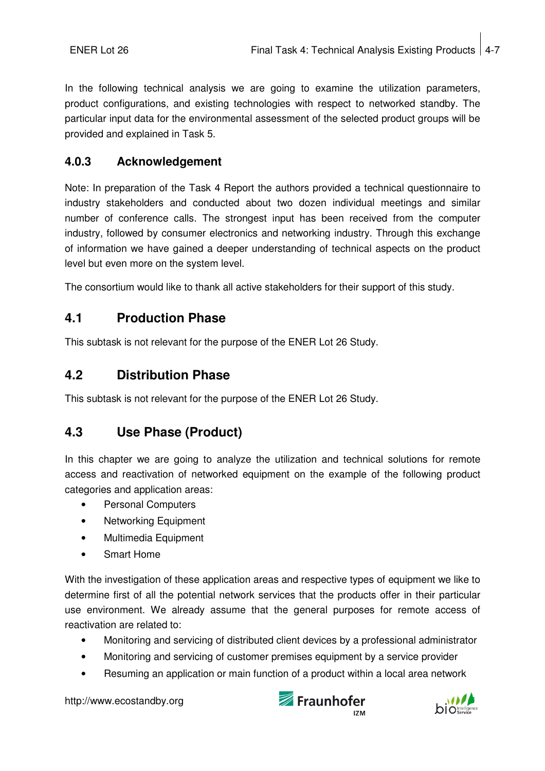In the following technical analysis we are going to examine the utilization parameters, product configurations, and existing technologies with respect to networked standby. The particular input data for the environmental assessment of the selected product groups will be provided and explained in Task 5.

### 4.0.3 Acknowledgement

Note: In preparation of the Task 4 Report the authors provided a technical questionnaire to industry stakeholders and conducted about two dozen individual meetings and similar number of conference calls. The strongest input has been received from the computer industry, followed by consumer electronics and networking industry. Through this exchange of information we have gained a deeper understanding of technical aspects on the product level but even more on the system level.

The consortium would like to thank all active stakeholders for their support of this study.

## 4.1 Production Phase

This subtask is not relevant for the purpose of the ENER Lot 26 Study.

## 4.2 Distribution Phase

This subtask is not relevant for the purpose of the ENER Lot 26 Study.

## 4.3 Use Phase (Product)

In this chapter we are going to analyze the utilization and technical solutions for remote access and reactivation of networked equipment on the example of the following product categories and application areas:

- Personal Computers
- Networking Equipment
- Multimedia Equipment
- Smart Home

With the investigation of these application areas and respective types of equipment we like to determine first of all the potential network services that the products offer in their particular use environment. We already assume that the general purposes for remote access of reactivation are related to:

- Monitoring and servicing of distributed client devices by a professional administrator
- Monitoring and servicing of customer premises equipment by a service provider
- Resuming an application or main function of a product within a local area network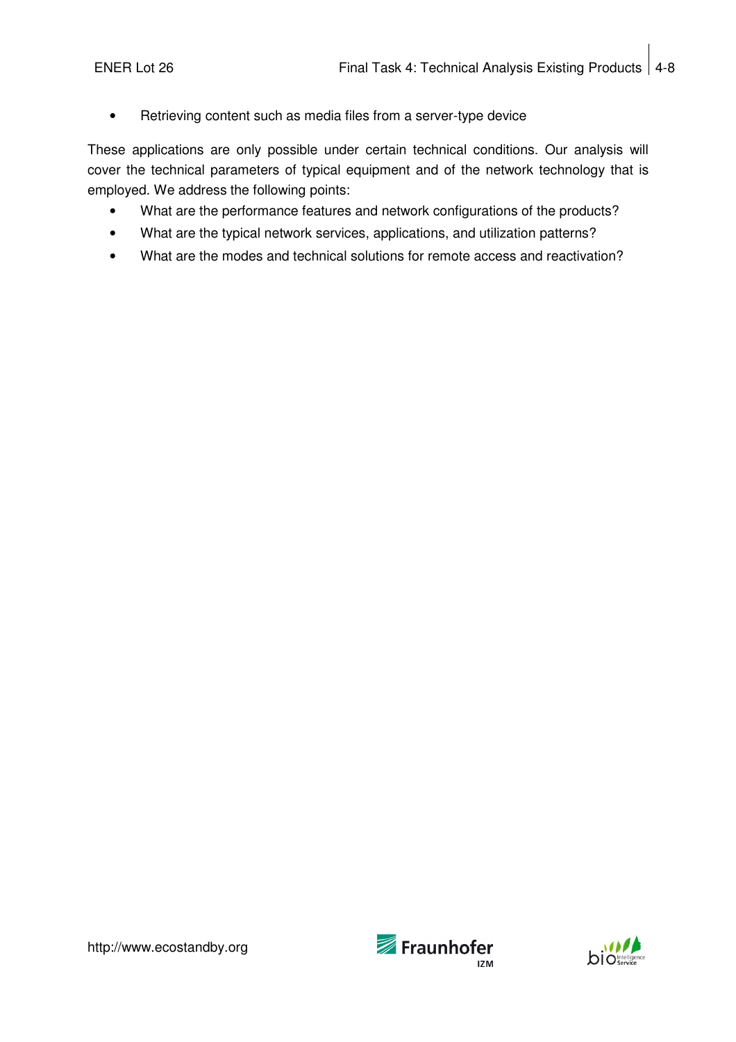- Retrieving content such as media files from a server-type device

These applications are only possible under certain technical conditions. Our analysis will cover the technical parameters of typical equipment and of the network technology that is employed. We address the following points:

- What are the performance features and network configurations of the products?
- What are the typical network services, applications, and utilization patterns?
- What are the modes and technical solutions for remote access and reactivation?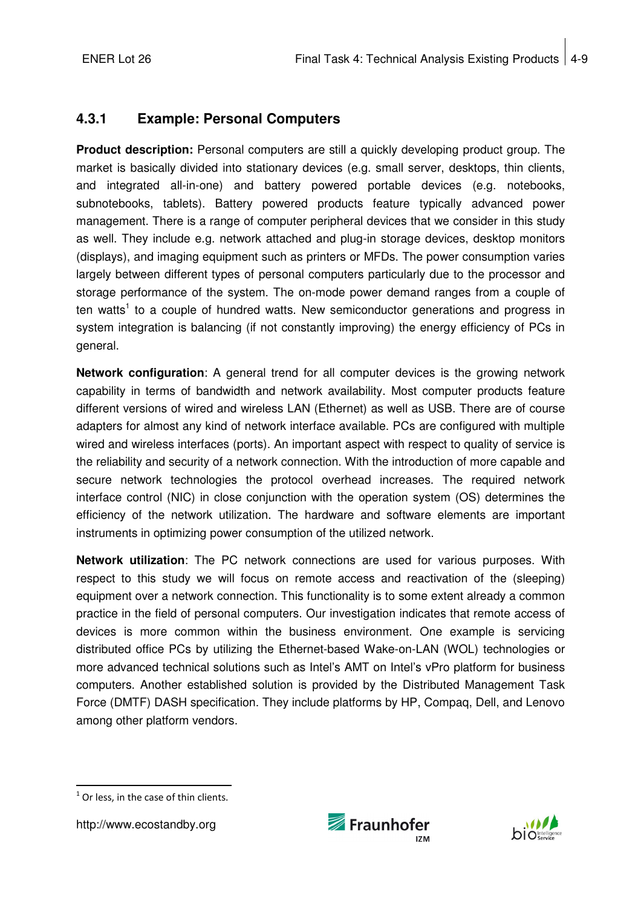### 4.3.1 Example: Personal Computers

**Product description:** Personal computers are still a quickly developing product group. The market is basically divided into stationary devices (e.g. small server, desktops, thin clients, and integrated all-in-one) and battery powered portable devices (e.g. notebooks, subnotebooks, tablets). Battery powered products feature typically advanced power management. There is a range of computer peripheral devices that we consider in this study as well. They include e.g. network attached and plug-in storage devices, desktop monitors (displays), and imaging equipment such as printers or MFDs. The power consumption varies largely between different types of personal computers particularly due to the processor and storage performance of the system. The on-mode power demand ranges from a couple of ten watts[1] to a couple of hundred watts. New semiconductor generations and progress in system integration is balancing (if not constantly improving) the energy efficiency of PCs in general.

**Network configuration**: A general trend for all computer devices is the growing network capability in terms of bandwidth and network availability. Most computer products feature different versions of wired and wireless LAN (Ethernet) as well as USB. There are of course adapters for almost any kind of network interface available. PCs are configured with multiple wired and wireless interfaces (ports). An important aspect with respect to quality of service is the reliability and security of a network connection. With the introduction of more capable and secure network technologies the protocol overhead increases. The required network interface control (NIC) in close conjunction with the operation system (OS) determines the efficiency of the network utilization. The hardware and software elements are important instruments in optimizing power consumption of the utilized network.

**Network utilization**: The PC network connections are used for various purposes. With respect to this study we will focus on remote access and reactivation of the (sleeping) equipment over a network connection. This functionality is to some extent already a common practice in the field of personal computers. Our investigation indicates that remote access of devices is more common within the business environment. One example is servicing distributed office PCs by utilizing the Ethernet-based Wake-on-LAN (WOL) technologies or more advanced technical solutions such as Intel's AMT on Intel's vPro platform for business computers. Another established solution is provided by the Distributed Management Task Force (DMTF) DASH specification. They include platforms by HP, Compaq, Dell, and Lenovo among other platform vendors.

[1] Or less, in the case of thin clients.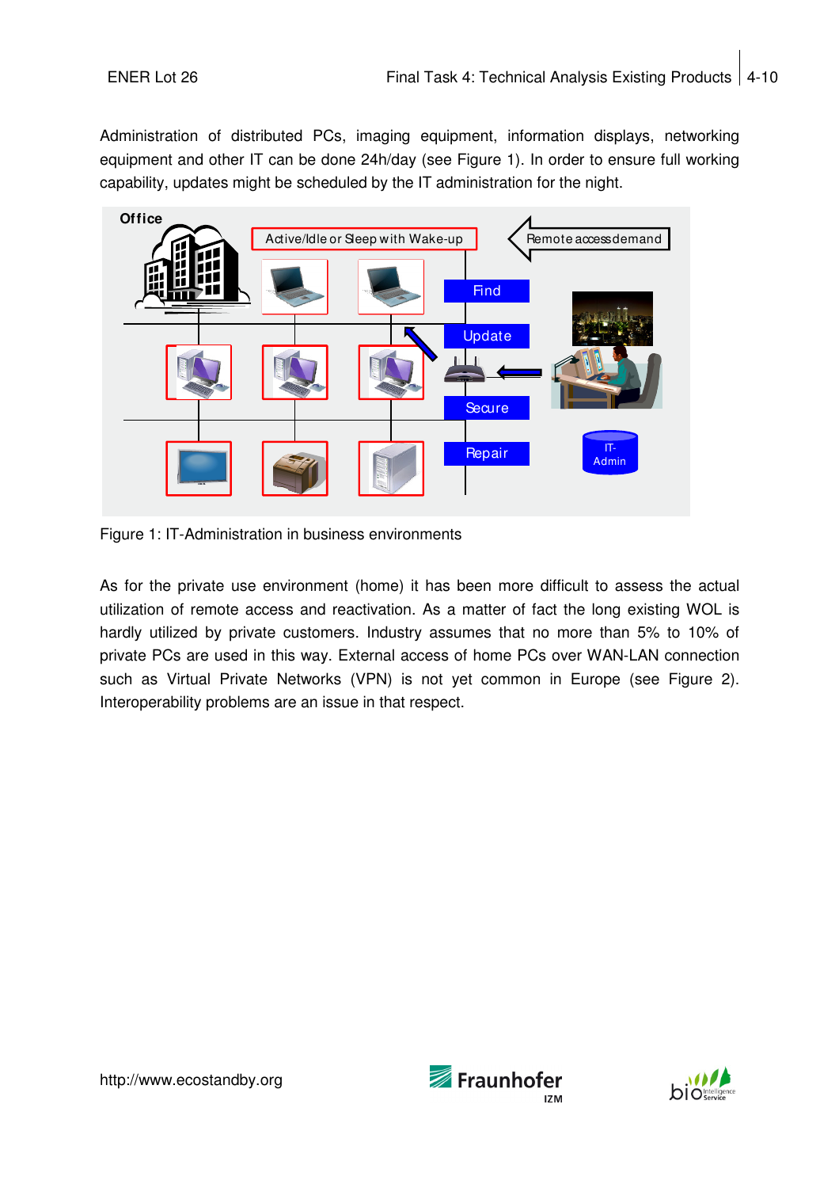Administration of distributed PCs, imaging equipment, information displays, networking equipment and other IT can be done 24h/day (see Figure 1). In order to ensure full working capability, updates might be scheduled by the IT administration for the night.

Figure 1: IT-Administration in business environments

As for the private use environment (home) it has been more difficult to assess the actual utilization of remote access and reactivation. As a matter of fact the long existing WOL is hardly utilized by private customers. Industry assumes that no more than 5% to 10% of private PCs are used in this way. External access of home PCs over WAN-LAN connection such as Virtual Private Networks (VPN) is not yet common in Europe (see Figure 2). Interoperability problems are an issue in that respect.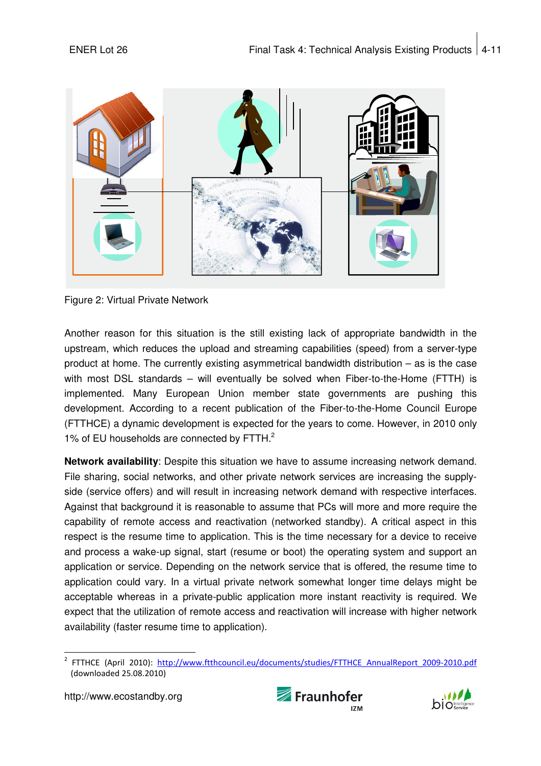Figure 2: Virtual Private Network

Another reason for this situation is the still existing lack of appropriate bandwidth in the upstream, which reduces the upload and streaming capabilities (speed) from a server-type product at home. The currently existing asymmetrical bandwidth distribution – as is the case with most DSL standards – will eventually be solved when Fiber-to-the-Home (FTTH) is implemented. Many European Union member state governments are pushing this development. According to a recent publication of the Fiber-to-the-Home Council Europe (FTTHCE) a dynamic development is expected for the years to come. However, in 2010 only 1% of EU households are connected by FTTH.[2]

**Network availability**: Despite this situation we have to assume increasing network demand. File sharing, social networks, and other private network services are increasing the supply-side (service offers) and will result in increasing network demand with respective interfaces. Against that background it is reasonable to assume that PCs will more and more require the capability of remote access and reactivation (networked standby). A critical aspect in this respect is the resume time to application. This is the time necessary for a device to receive and process a wake-up signal, start (resume or boot) the operating system and support an application or service. Depending on the network service that is offered, the resume time to application could vary. In a virtual private network somewhat longer time delays might be acceptable whereas in a private-public application more instant reactivity is required. We expect that the utilization of remote access and reactivation will increase with higher network availability (faster resume time to application).

[2] FTTHCE (April 2010): http://www.ftthcouncil.eu/documents/studies/FTTHCE_AnnualReport_2009-2010.pdf (downloaded 25.08.2010)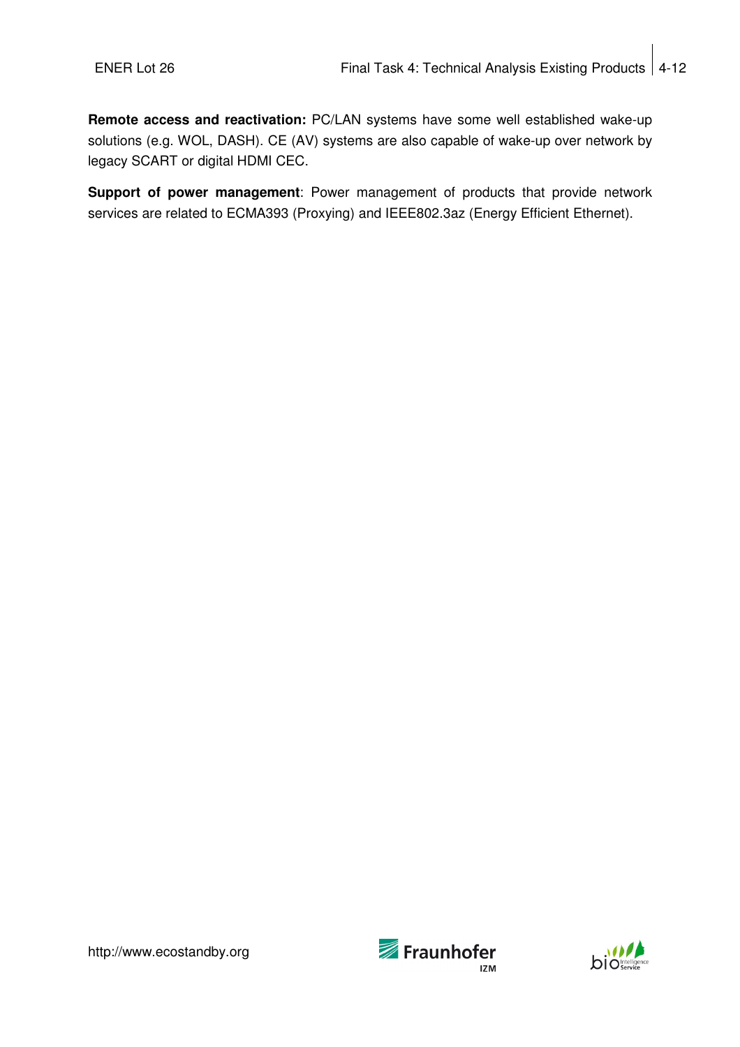**Remote access and reactivation:** PC/LAN systems have some well established wake-up solutions (e.g. WOL, DASH). CE (AV) systems are also capable of wake-up over network by legacy SCART or digital HDMI CEC.

**Support of power management**: Power management of products that provide network services are related to ECMA393 (Proxying) and IEEE802.3az (Energy Efficient Ethernet).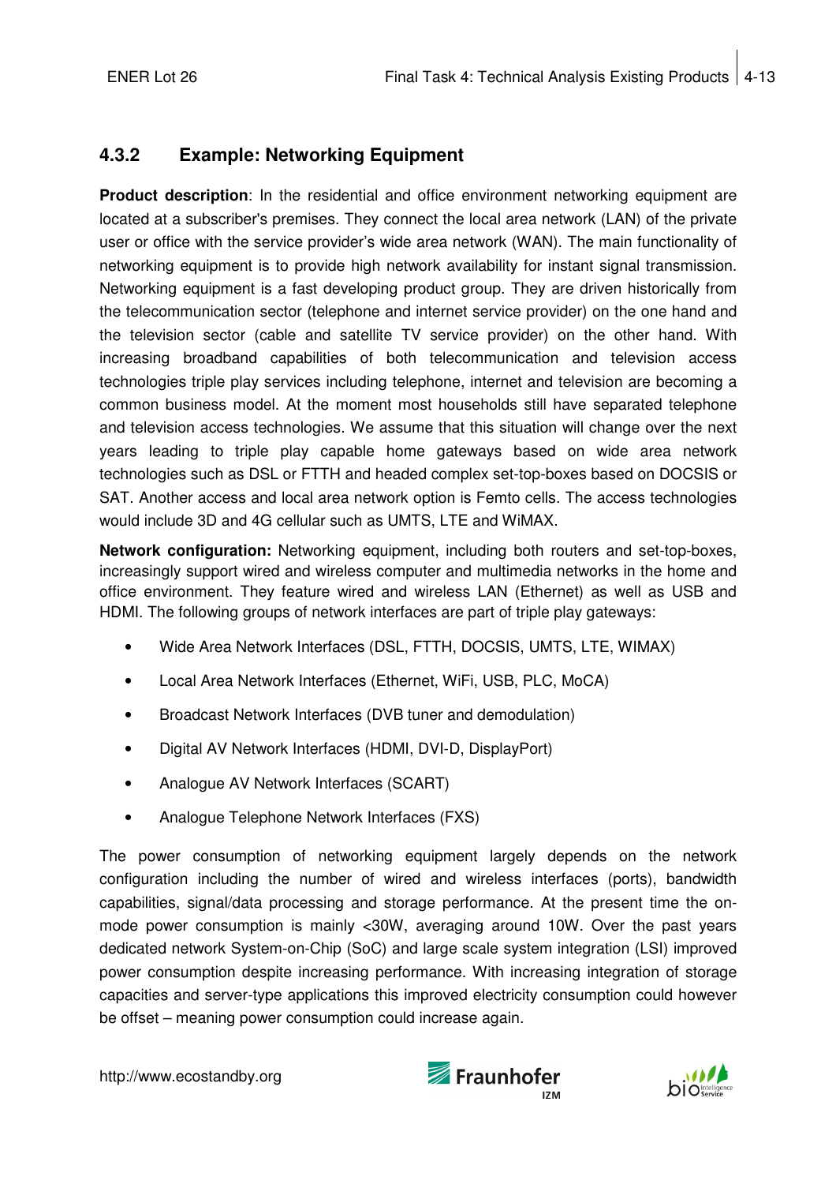### 4.3.2 Example: Networking Equipment

**Product description**: In the residential and office environment networking equipment are located at a subscriber's premises. They connect the local area network (LAN) of the private user or office with the service provider's wide area network (WAN). The main functionality of networking equipment is to provide high network availability for instant signal transmission. Networking equipment is a fast developing product group. They are driven historically from the telecommunication sector (telephone and internet service provider) on the one hand and the television sector (cable and satellite TV service provider) on the other hand. With increasing broadband capabilities of both telecommunication and television access technologies triple play services including telephone, internet and television are becoming a common business model. At the moment most households still have separated telephone and television access technologies. We assume that this situation will change over the next years leading to triple play capable home gateways based on wide area network technologies such as DSL or FTTH and headed complex set-top-boxes based on DOCSIS or SAT. Another access and local area network option is Femto cells. The access technologies would include 3D and 4G cellular such as UMTS, LTE and WiMAX.

**Network configuration:** Networking equipment, including both routers and set-top-boxes, increasingly support wired and wireless computer and multimedia networks in the home and office environment. They feature wired and wireless LAN (Ethernet) as well as USB and HDMI. The following groups of network interfaces are part of triple play gateways:

- Wide Area Network Interfaces (DSL, FTTH, DOCSIS, UMTS, LTE, WIMAX)
- Local Area Network Interfaces (Ethernet, WiFi, USB, PLC, MoCA)
- Broadcast Network Interfaces (DVB tuner and demodulation)
- Digital AV Network Interfaces (HDMI, DVI-D, DisplayPort)
- Analogue AV Network Interfaces (SCART)
- Analogue Telephone Network Interfaces (FXS)

The power consumption of networking equipment largely depends on the network configuration including the number of wired and wireless interfaces (ports), bandwidth capabilities, signal/data processing and storage performance. At the present time the on-mode power consumption is mainly <30W, averaging around 10W. Over the past years dedicated network System-on-Chip (SoC) and large scale system integration (LSI) improved power consumption despite increasing performance. With increasing integration of storage capacities and server-type applications this improved electricity consumption could however be offset – meaning power consumption could increase again.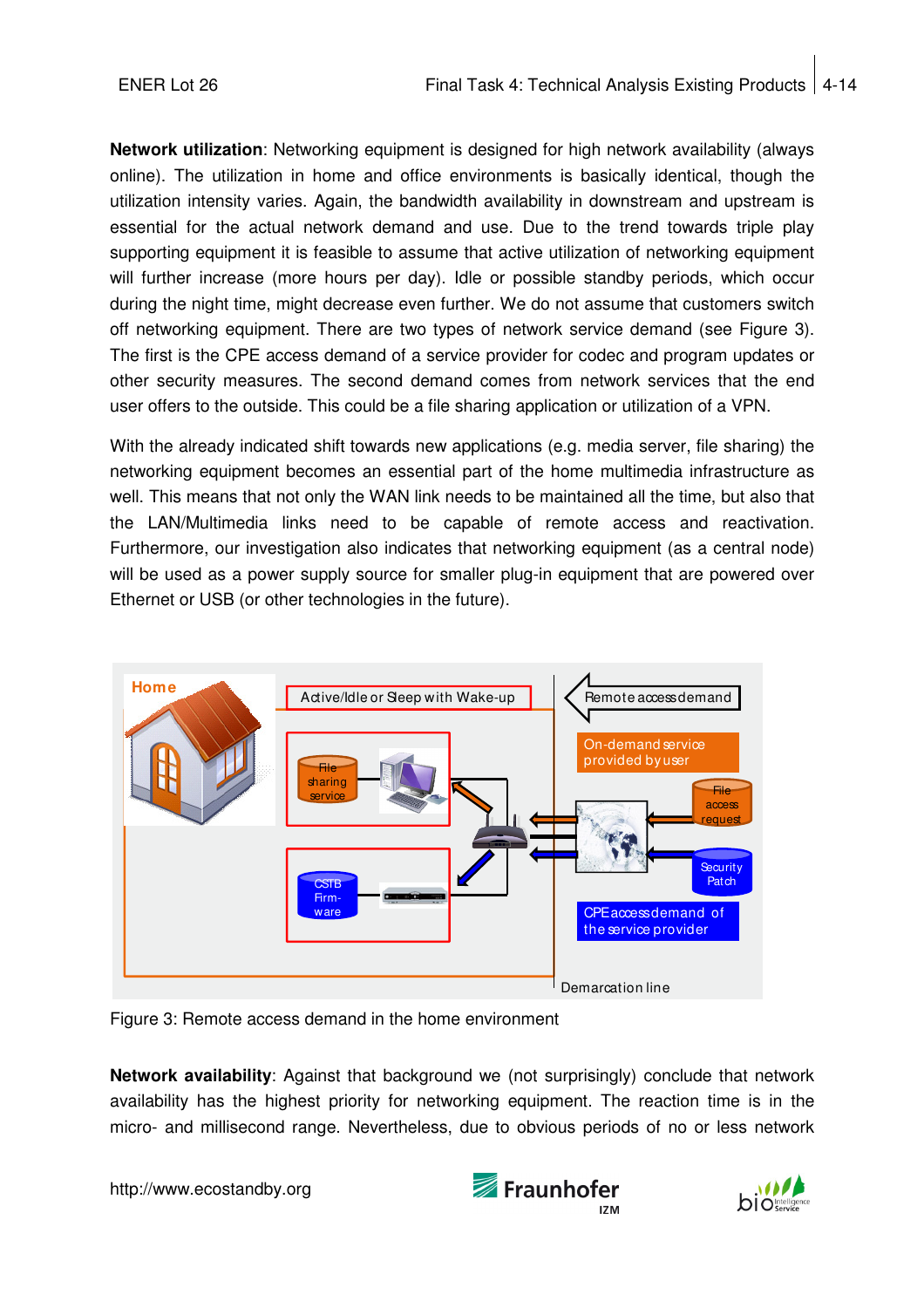**Network utilization**: Networking equipment is designed for high network availability (always online). The utilization in home and office environments is basically identical, though the utilization intensity varies. Again, the bandwidth availability in downstream and upstream is essential for the actual network demand and use. Due to the trend towards triple play supporting equipment it is feasible to assume that active utilization of networking equipment will further increase (more hours per day). Idle or possible standby periods, which occur during the night time, might decrease even further. We do not assume that customers switch off networking equipment. There are two types of network service demand (see Figure 3). The first is the CPE access demand of a service provider for codec and program updates or other security measures. The second demand comes from network services that the end user offers to the outside. This could be a file sharing application or utilization of a VPN.

With the already indicated shift towards new applications (e.g. media server, file sharing) the networking equipment becomes an essential part of the home multimedia infrastructure as well. This means that not only the WAN link needs to be maintained all the time, but also that the LAN/Multimedia links need to be capable of remote access and reactivation. Furthermore, our investigation also indicates that networking equipment (as a central node) will be used as a power supply source for smaller plug-in equipment that are powered over Ethernet or USB (or other technologies in the future).

Figure 3: Remote access demand in the home environment

**Network availability**: Against that background we (not surprisingly) conclude that network availability has the highest priority for networking equipment. The reaction time is in the micro- and millisecond range. Nevertheless, due to obvious periods of no or less network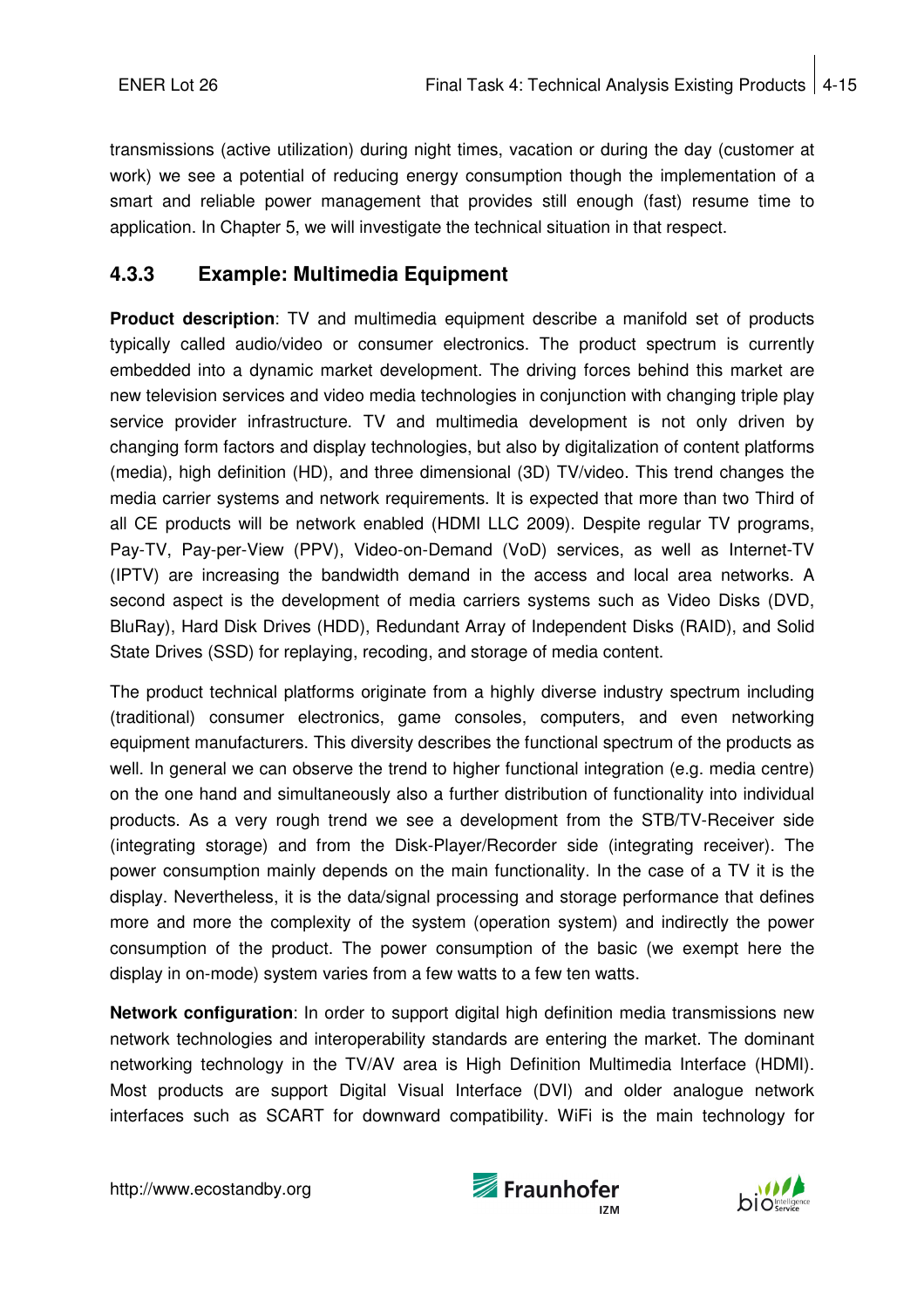transmissions (active utilization) during night times, vacation or during the day (customer at work) we see a potential of reducing energy consumption though the implementation of a smart and reliable power management that provides still enough (fast) resume time to application. In Chapter 5, we will investigate the technical situation in that respect.

### 4.3.3 Example: Multimedia Equipment

**Product description**: TV and multimedia equipment describe a manifold set of products typically called audio/video or consumer electronics. The product spectrum is currently embedded into a dynamic market development. The driving forces behind this market are new television services and video media technologies in conjunction with changing triple play service provider infrastructure. TV and multimedia development is not only driven by changing form factors and display technologies, but also by digitalization of content platforms (media), high definition (HD), and three dimensional (3D) TV/video. This trend changes the media carrier systems and network requirements. It is expected that more than two Third of all CE products will be network enabled (HDMI LLC 2009). Despite regular TV programs, Pay-TV, Pay-per-View (PPV), Video-on-Demand (VoD) services, as well as Internet-TV (IPTV) are increasing the bandwidth demand in the access and local area networks. A second aspect is the development of media carriers systems such as Video Disks (DVD, BluRay), Hard Disk Drives (HDD), Redundant Array of Independent Disks (RAID), and Solid State Drives (SSD) for replaying, recoding, and storage of media content.

The product technical platforms originate from a highly diverse industry spectrum including (traditional) consumer electronics, game consoles, computers, and even networking equipment manufacturers. This diversity describes the functional spectrum of the products as well. In general we can observe the trend to higher functional integration (e.g. media centre) on the one hand and simultaneously also a further distribution of functionality into individual products. As a very rough trend we see a development from the STB/TV-Receiver side (integrating storage) and from the Disk-Player/Recorder side (integrating receiver). The power consumption mainly depends on the main functionality. In the case of a TV it is the display. Nevertheless, it is the data/signal processing and storage performance that defines more and more the complexity of the system (operation system) and indirectly the power consumption of the product. The power consumption of the basic (we exempt here the display in on-mode) system varies from a few watts to a few ten watts.

**Network configuration**: In order to support digital high definition media transmissions new network technologies and interoperability standards are entering the market. The dominant networking technology in the TV/AV area is High Definition Multimedia Interface (HDMI). Most products are support Digital Visual Interface (DVI) and older analogue network interfaces such as SCART for downward compatibility. WiFi is the main technology for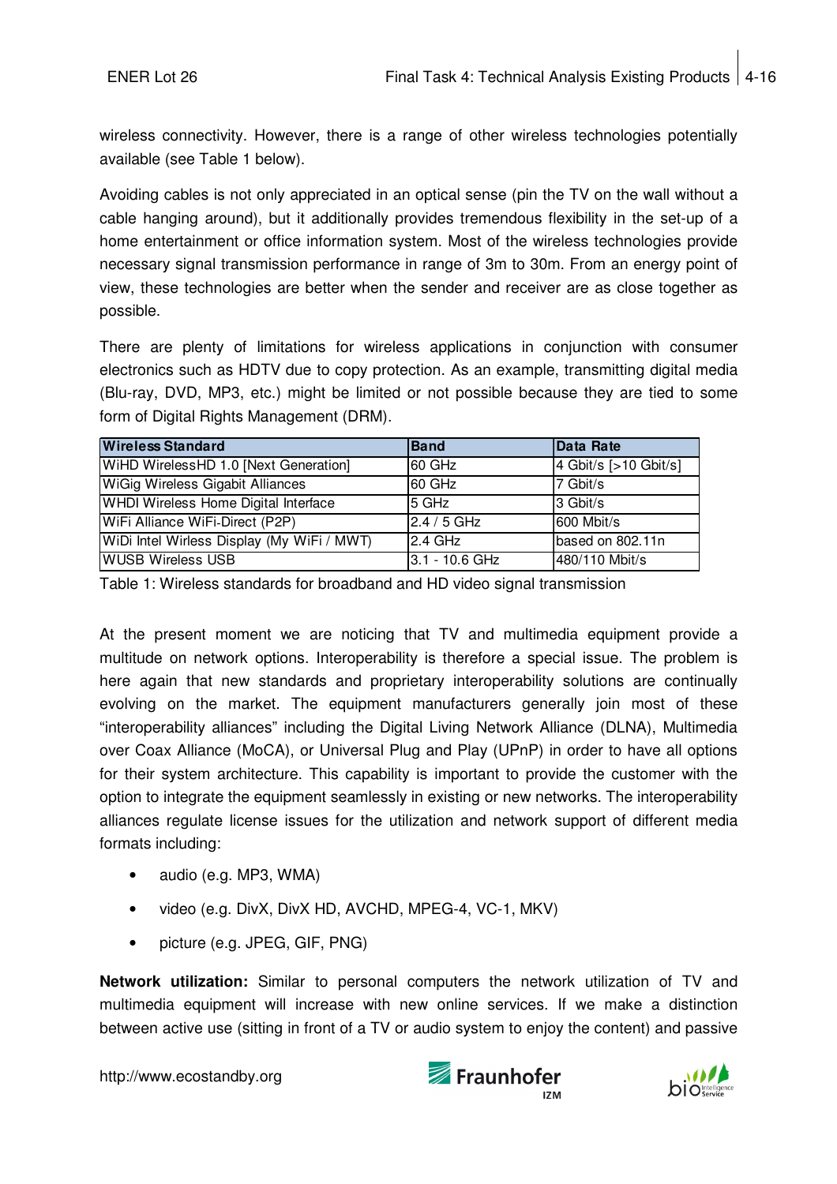wireless connectivity. However, there is a range of other wireless technologies potentially available (see Table 1 below).

Avoiding cables is not only appreciated in an optical sense (pin the TV on the wall without a cable hanging around), but it additionally provides tremendous flexibility in the set-up of a home entertainment or office information system. Most of the wireless technologies provide necessary signal transmission performance in range of 3m to 30m. From an energy point of view, these technologies are better when the sender and receiver are as close together as possible.

There are plenty of limitations for wireless applications in conjunction with consumer electronics such as HDTV due to copy protection. As an example, transmitting digital media (Blu-ray, DVD, MP3, etc.) might be limited or not possible because they are tied to some form of Digital Rights Management (DRM).

| Wireless Standard | Band | Data Rate |
|---|---|---|
| WiHD WirelessHD 1.0 [Next Generation] | 60 GHz | 4 Gbit/s [>10 Gbit/s] |
| WiGig Wireless Gigabit Alliances | 60 GHz | 7 Gbit/s |
| WHDI Wireless Home Digital Interface | 5 GHz | 3 Gbit/s |
| WiFi Alliance WiFi-Direct (P2P) | 2.4 / 5 GHz | 600 Mbit/s |
| WiDi Intel Wirless Display (My WiFi / MWT) | 2.4 GHz | based on 802.11n |
| WUSB Wireless USB | 3.1 - 10.6 GHz | 480/110 Mbit/s |

Table 1: Wireless standards for broadband and HD video signal transmission

At the present moment we are noticing that TV and multimedia equipment provide a multitude on network options. Interoperability is therefore a special issue. The problem is here again that new standards and proprietary interoperability solutions are continually evolving on the market. The equipment manufacturers generally join most of these "interoperability alliances" including the Digital Living Network Alliance (DLNA), Multimedia over Coax Alliance (MoCA), or Universal Plug and Play (UPnP) in order to have all options for their system architecture. This capability is important to provide the customer with the option to integrate the equipment seamlessly in existing or new networks. The interoperability alliances regulate license issues for the utilization and network support of different media formats including:

- audio (e.g. MP3, WMA)
- video (e.g. DivX, DivX HD, AVCHD, MPEG-4, VC-1, MKV)
- picture (e.g. JPEG, GIF, PNG)

**Network utilization:** Similar to personal computers the network utilization of TV and multimedia equipment will increase with new online services. If we make a distinction between active use (sitting in front of a TV or audio system to enjoy the content) and passive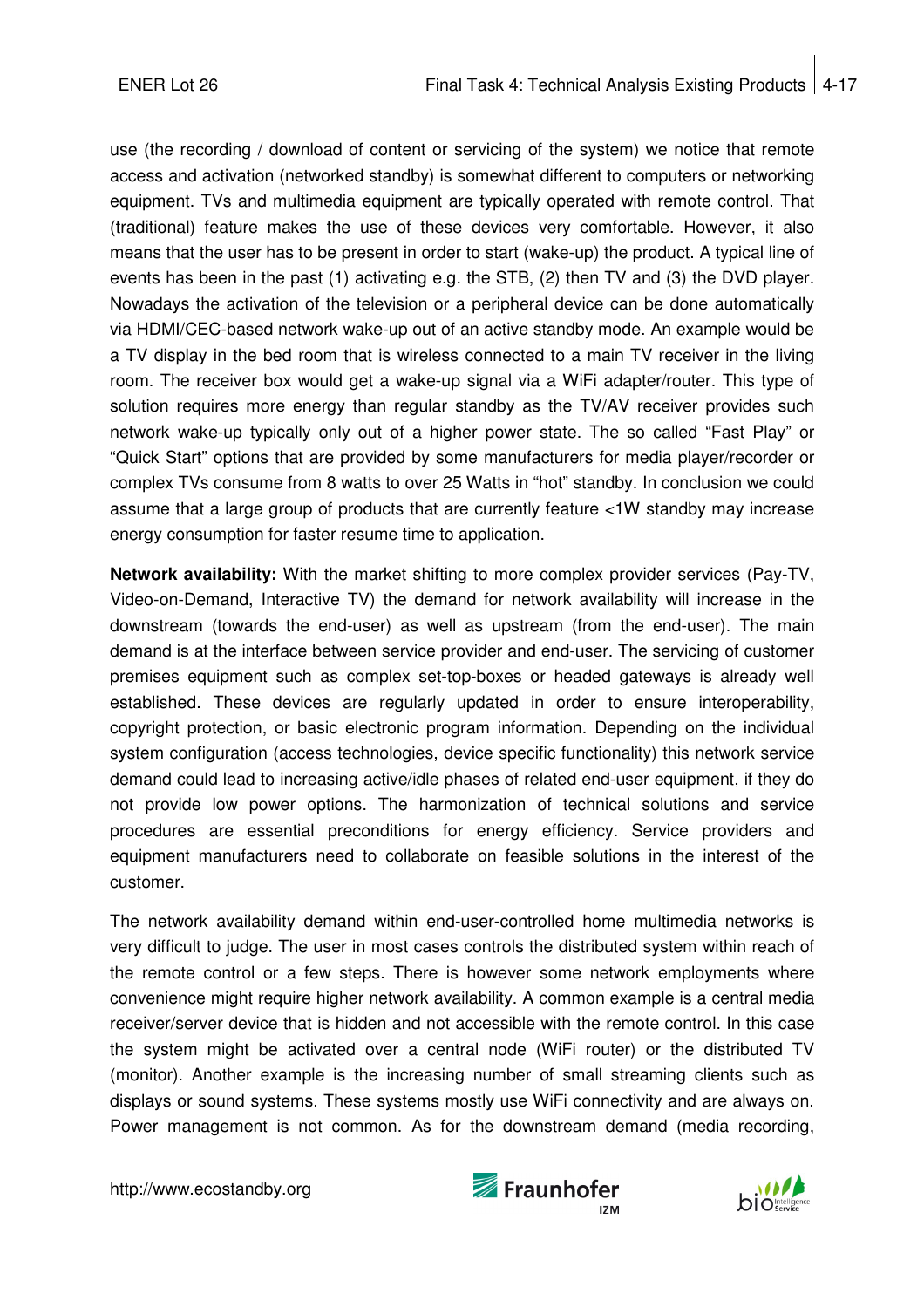use (the recording / download of content or servicing of the system) we notice that remote access and activation (networked standby) is somewhat different to computers or networking equipment. TVs and multimedia equipment are typically operated with remote control. That (traditional) feature makes the use of these devices very comfortable. However, it also means that the user has to be present in order to start (wake-up) the product. A typical line of events has been in the past (1) activating e.g. the STB, (2) then TV and (3) the DVD player. Nowadays the activation of the television or a peripheral device can be done automatically via HDMI/CEC-based network wake-up out of an active standby mode. An example would be a TV display in the bed room that is wireless connected to a main TV receiver in the living room. The receiver box would get a wake-up signal via a WiFi adapter/router. This type of solution requires more energy than regular standby as the TV/AV receiver provides such network wake-up typically only out of a higher power state. The so called "Fast Play" or "Quick Start" options that are provided by some manufacturers for media player/recorder or complex TVs consume from 8 watts to over 25 Watts in "hot" standby. In conclusion we could assume that a large group of products that are currently feature <1W standby may increase energy consumption for faster resume time to application.

**Network availability:** With the market shifting to more complex provider services (Pay-TV, Video-on-Demand, Interactive TV) the demand for network availability will increase in the downstream (towards the end-user) as well as upstream (from the end-user). The main demand is at the interface between service provider and end-user. The servicing of customer premises equipment such as complex set-top-boxes or headed gateways is already well established. These devices are regularly updated in order to ensure interoperability, copyright protection, or basic electronic program information. Depending on the individual system configuration (access technologies, device specific functionality) this network service demand could lead to increasing active/idle phases of related end-user equipment, if they do not provide low power options. The harmonization of technical solutions and service procedures are essential preconditions for energy efficiency. Service providers and equipment manufacturers need to collaborate on feasible solutions in the interest of the customer.

The network availability demand within end-user-controlled home multimedia networks is very difficult to judge. The user in most cases controls the distributed system within reach of the remote control or a few steps. There is however some network employments where convenience might require higher network availability. A common example is a central media receiver/server device that is hidden and not accessible with the remote control. In this case the system might be activated over a central node (WiFi router) or the distributed TV (monitor). Another example is the increasing number of small streaming clients such as displays or sound systems. These systems mostly use WiFi connectivity and are always on. Power management is not common. As for the downstream demand (media recording,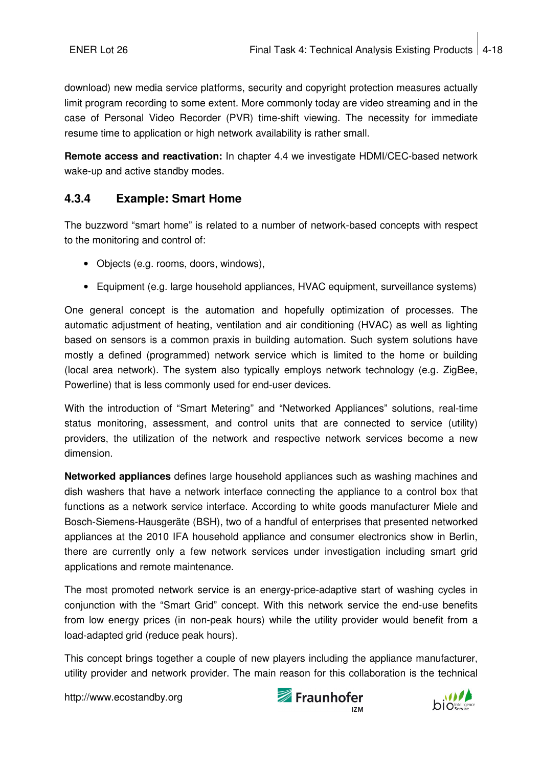download) new media service platforms, security and copyright protection measures actually limit program recording to some extent. More commonly today are video streaming and in the case of Personal Video Recorder (PVR) time-shift viewing. The necessity for immediate resume time to application or high network availability is rather small.

**Remote access and reactivation:** In chapter 4.4 we investigate HDMI/CEC-based network wake-up and active standby modes.

### 4.3.4 Example: Smart Home

The buzzword "smart home" is related to a number of network-based concepts with respect to the monitoring and control of:

- Objects (e.g. rooms, doors, windows),
- Equipment (e.g. large household appliances, HVAC equipment, surveillance systems)

One general concept is the automation and hopefully optimization of processes. The automatic adjustment of heating, ventilation and air conditioning (HVAC) as well as lighting based on sensors is a common praxis in building automation. Such system solutions have mostly a defined (programmed) network service which is limited to the home or building (local area network). The system also typically employs network technology (e.g. ZigBee, Powerline) that is less commonly used for end-user devices.

With the introduction of "Smart Metering" and "Networked Appliances" solutions, real-time status monitoring, assessment, and control units that are connected to service (utility) providers, the utilization of the network and respective network services become a new dimension.

**Networked appliances** defines large household appliances such as washing machines and dish washers that have a network interface connecting the appliance to a control box that functions as a network service interface. According to white goods manufacturer Miele and Bosch-Siemens-Hausgeräte (BSH), two of a handful of enterprises that presented networked appliances at the 2010 IFA household appliance and consumer electronics show in Berlin, there are currently only a few network services under investigation including smart grid applications and remote maintenance.

The most promoted network service is an energy-price-adaptive start of washing cycles in conjunction with the "Smart Grid" concept. With this network service the end-use benefits from low energy prices (in non-peak hours) while the utility provider would benefit from a load-adapted grid (reduce peak hours).

This concept brings together a couple of new players including the appliance manufacturer, utility provider and network provider. The main reason for this collaboration is the technical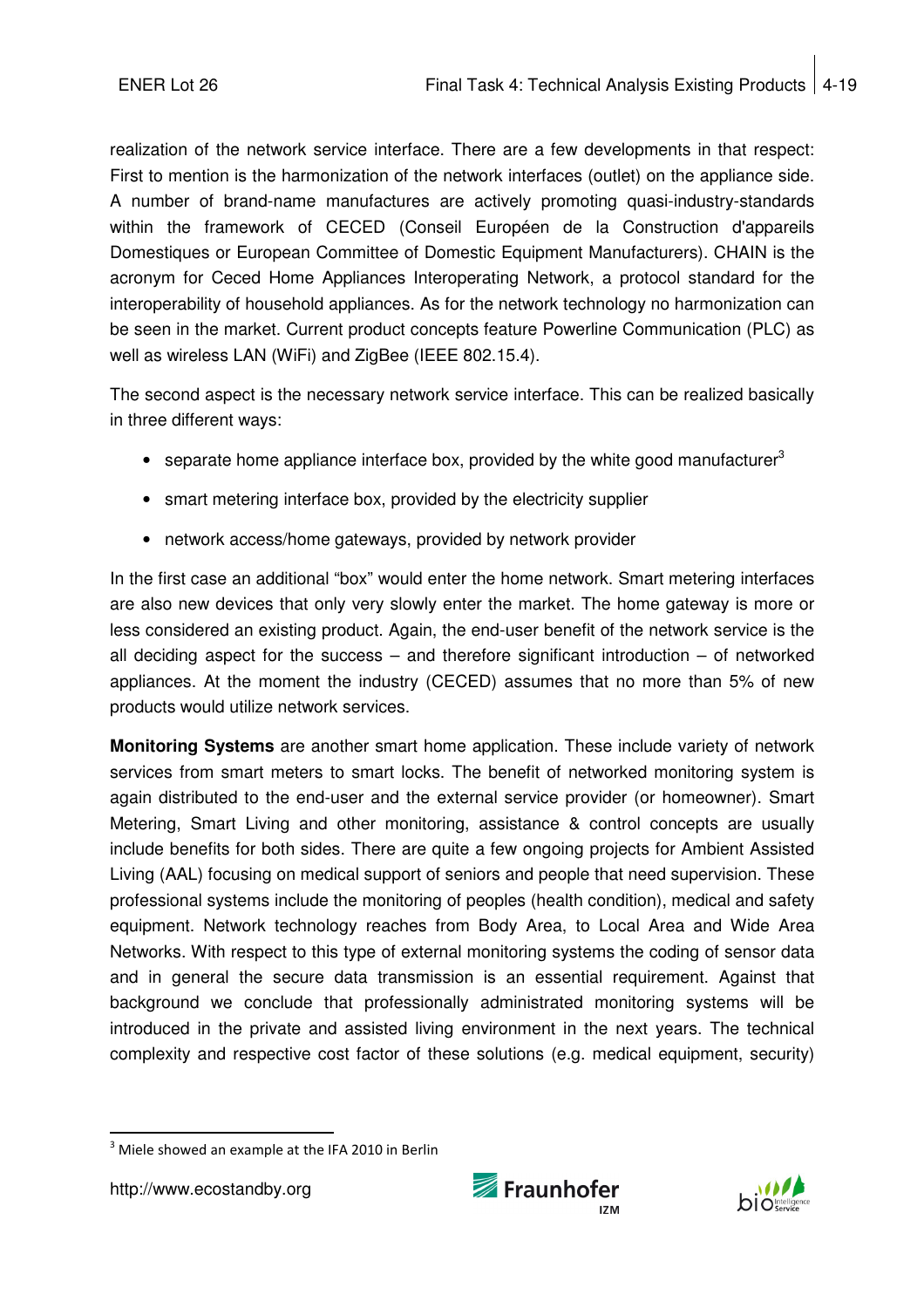realization of the network service interface. There are a few developments in that respect: First to mention is the harmonization of the network interfaces (outlet) on the appliance side. A number of brand-name manufactures are actively promoting quasi-industry-standards within the framework of CECED (Conseil Européen de la Construction d'appareils Domestiques or European Committee of Domestic Equipment Manufacturers). CHAIN is the acronym for Ceced Home Appliances Interoperating Network, a protocol standard for the interoperability of household appliances. As for the network technology no harmonization can be seen in the market. Current product concepts feature Powerline Communication (PLC) as well as wireless LAN (WiFi) and ZigBee (IEEE 802.15.4).

The second aspect is the necessary network service interface. This can be realized basically in three different ways:

- separate home appliance interface box, provided by the white good manufacturer[3]
- smart metering interface box, provided by the electricity supplier
- network access/home gateways, provided by network provider

In the first case an additional "box" would enter the home network. Smart metering interfaces are also new devices that only very slowly enter the market. The home gateway is more or less considered an existing product. Again, the end-user benefit of the network service is the all deciding aspect for the success – and therefore significant introduction – of networked appliances. At the moment the industry (CECED) assumes that no more than 5% of new products would utilize network services.

**Monitoring Systems** are another smart home application. These include variety of network services from smart meters to smart locks. The benefit of networked monitoring system is again distributed to the end-user and the external service provider (or homeowner). Smart Metering, Smart Living and other monitoring, assistance & control concepts are usually include benefits for both sides. There are quite a few ongoing projects for Ambient Assisted Living (AAL) focusing on medical support of seniors and people that need supervision. These professional systems include the monitoring of peoples (health condition), medical and safety equipment. Network technology reaches from Body Area, to Local Area and Wide Area Networks. With respect to this type of external monitoring systems the coding of sensor data and in general the secure data transmission is an essential requirement. Against that background we conclude that professionally administrated monitoring systems will be introduced in the private and assisted living environment in the next years. The technical complexity and respective cost factor of these solutions (e.g. medical equipment, security)

[3] Miele showed an example at the IFA 2010 in Berlin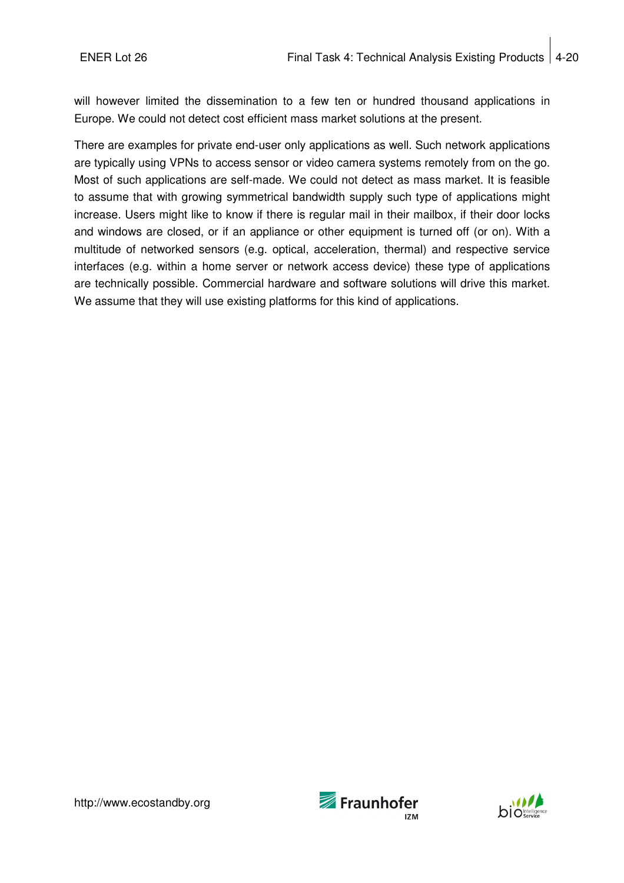will however limited the dissemination to a few ten or hundred thousand applications in Europe. We could not detect cost efficient mass market solutions at the present.

There are examples for private end-user only applications as well. Such network applications are typically using VPNs to access sensor or video camera systems remotely from on the go. Most of such applications are self-made. We could not detect as mass market. It is feasible to assume that with growing symmetrical bandwidth supply such type of applications might increase. Users might like to know if there is regular mail in their mailbox, if their door locks and windows are closed, or if an appliance or other equipment is turned off (or on). With a multitude of networked sensors (e.g. optical, acceleration, thermal) and respective service interfaces (e.g. within a home server or network access device) these type of applications are technically possible. Commercial hardware and software solutions will drive this market. We assume that they will use existing platforms for this kind of applications.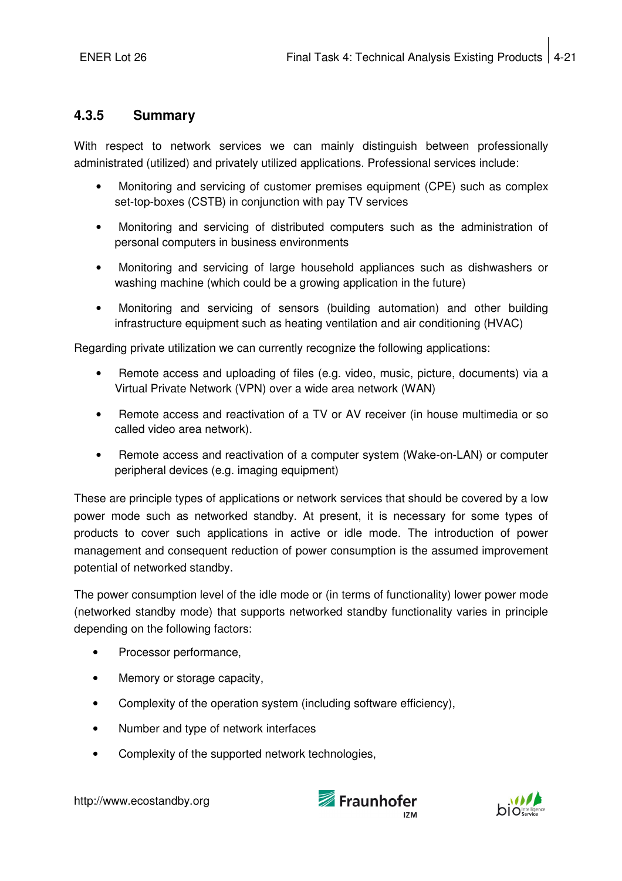### 4.3.5 Summary

With respect to network services we can mainly distinguish between professionally administrated (utilized) and privately utilized applications. Professional services include:

- Monitoring and servicing of customer premises equipment (CPE) such as complex set-top-boxes (CSTB) in conjunction with pay TV services
- Monitoring and servicing of distributed computers such as the administration of personal computers in business environments
- Monitoring and servicing of large household appliances such as dishwashers or washing machine (which could be a growing application in the future)
- Monitoring and servicing of sensors (building automation) and other building infrastructure equipment such as heating ventilation and air conditioning (HVAC)

Regarding private utilization we can currently recognize the following applications:

- Remote access and uploading of files (e.g. video, music, picture, documents) via a Virtual Private Network (VPN) over a wide area network (WAN)
- Remote access and reactivation of a TV or AV receiver (in house multimedia or so called video area network).
- Remote access and reactivation of a computer system (Wake-on-LAN) or computer peripheral devices (e.g. imaging equipment)

These are principle types of applications or network services that should be covered by a low power mode such as networked standby. At present, it is necessary for some types of products to cover such applications in active or idle mode. The introduction of power management and consequent reduction of power consumption is the assumed improvement potential of networked standby.

The power consumption level of the idle mode or (in terms of functionality) lower power mode (networked standby mode) that supports networked standby functionality varies in principle depending on the following factors:

- Processor performance,
- Memory or storage capacity,
- Complexity of the operation system (including software efficiency),
- Number and type of network interfaces
- Complexity of the supported network technologies,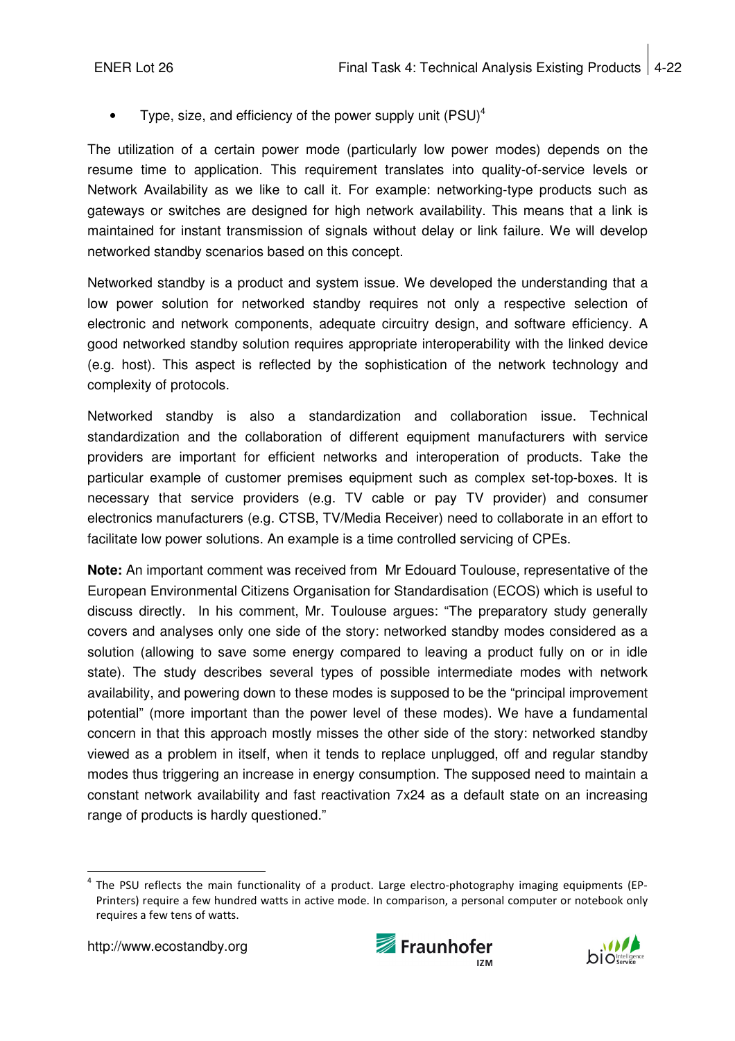- Type, size, and efficiency of the power supply unit (PSU)[4]

The utilization of a certain power mode (particularly low power modes) depends on the resume time to application. This requirement translates into quality-of-service levels or Network Availability as we like to call it. For example: networking-type products such as gateways or switches are designed for high network availability. This means that a link is maintained for instant transmission of signals without delay or link failure. We will develop networked standby scenarios based on this concept.

Networked standby is a product and system issue. We developed the understanding that a low power solution for networked standby requires not only a respective selection of electronic and network components, adequate circuitry design, and software efficiency. A good networked standby solution requires appropriate interoperability with the linked device (e.g. host). This aspect is reflected by the sophistication of the network technology and complexity of protocols.

Networked standby is also a standardization and collaboration issue. Technical standardization and the collaboration of different equipment manufacturers with service providers are important for efficient networks and interoperation of products. Take the particular example of customer premises equipment such as complex set-top-boxes. It is necessary that service providers (e.g. TV cable or pay TV provider) and consumer electronics manufacturers (e.g. CTSB, TV/Media Receiver) need to collaborate in an effort to facilitate low power solutions. An example is a time controlled servicing of CPEs.

**Note:** An important comment was received from Mr Edouard Toulouse, representative of the European Environmental Citizens Organisation for Standardisation (ECOS) which is useful to discuss directly. In his comment, Mr. Toulouse argues: "The preparatory study generally covers and analyses only one side of the story: networked standby modes considered as a solution (allowing to save some energy compared to leaving a product fully on or in idle state). The study describes several types of possible intermediate modes with network availability, and powering down to these modes is supposed to be the "principal improvement potential" (more important than the power level of these modes). We have a fundamental concern in that this approach mostly misses the other side of the story: networked standby viewed as a problem in itself, when it tends to replace unplugged, off and regular standby modes thus triggering an increase in energy consumption. The supposed need to maintain a constant network availability and fast reactivation 7x24 as a default state on an increasing range of products is hardly questioned."

[4] The PSU reflects the main functionality of a product. Large electro-photography imaging equipments (EP-Printers) require a few hundred watts in active mode. In comparison, a personal computer or notebook only requires a few tens of watts.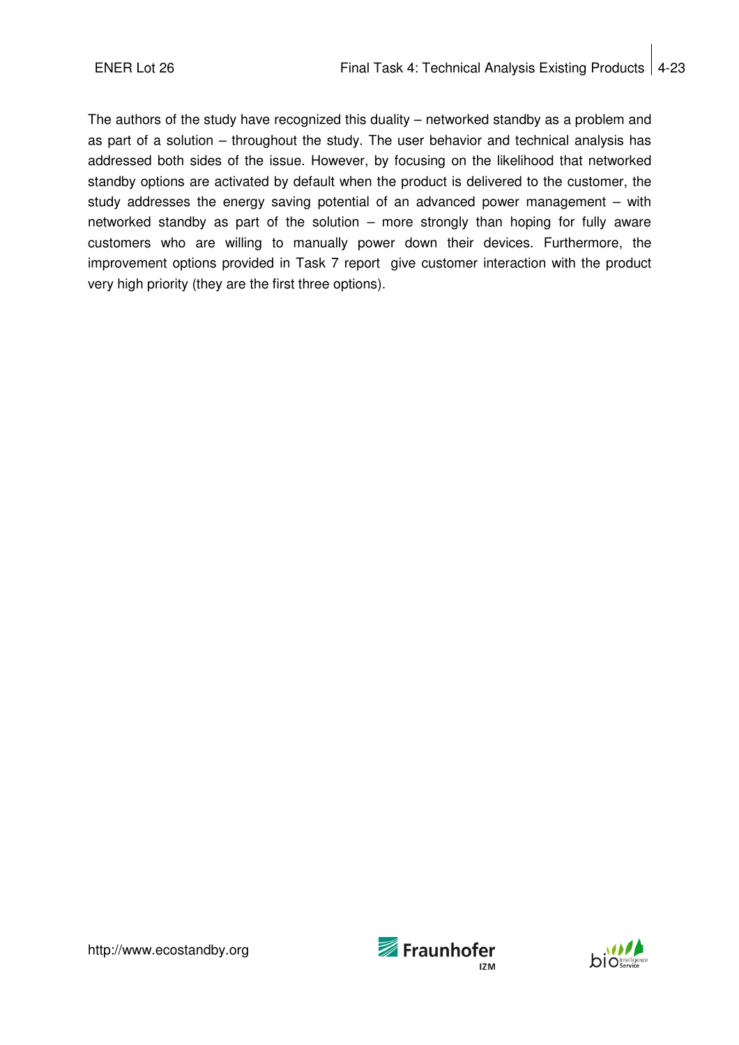The authors of the study have recognized this duality – networked standby as a problem and as part of a solution – throughout the study. The user behavior and technical analysis has addressed both sides of the issue. However, by focusing on the likelihood that networked standby options are activated by default when the product is delivered to the customer, the study addresses the energy saving potential of an advanced power management – with networked standby as part of the solution – more strongly than hoping for fully aware customers who are willing to manually power down their devices. Furthermore, the improvement options provided in Task 7 report give customer interaction with the product very high priority (they are the first three options).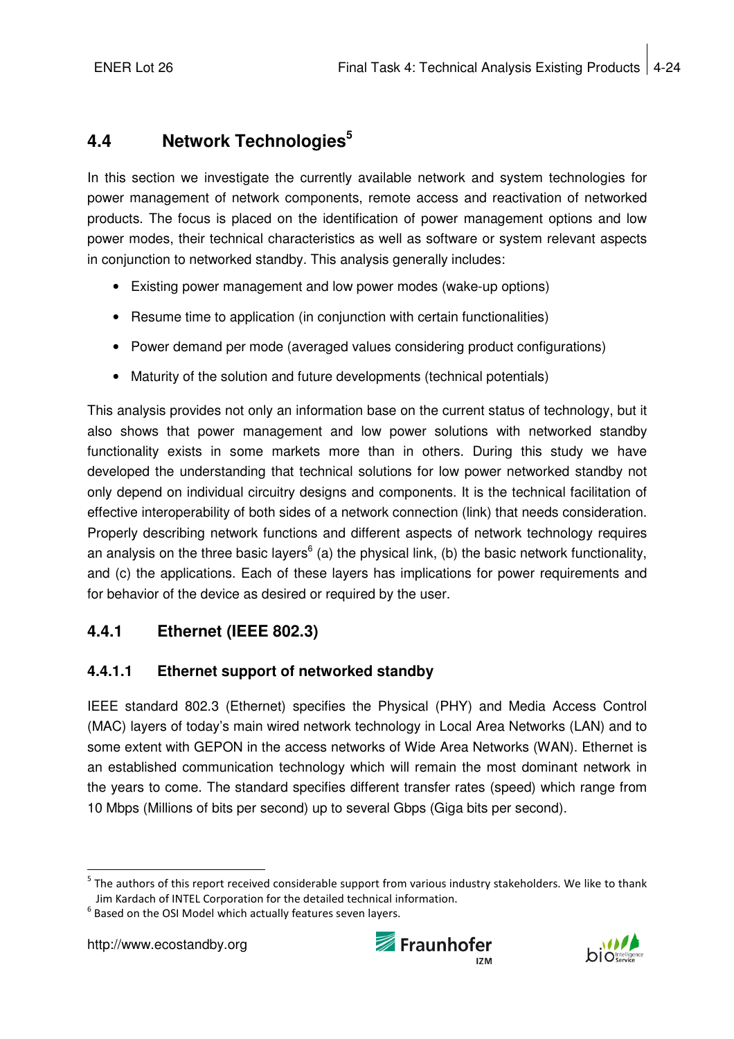## 4.4 Network Technologies[5]

In this section we investigate the currently available network and system technologies for power management of network components, remote access and reactivation of networked products. The focus is placed on the identification of power management options and low power modes, their technical characteristics as well as software or system relevant aspects in conjunction to networked standby. This analysis generally includes:

- Existing power management and low power modes (wake-up options)
- Resume time to application (in conjunction with certain functionalities)
- Power demand per mode (averaged values considering product configurations)
- Maturity of the solution and future developments (technical potentials)

This analysis provides not only an information base on the current status of technology, but it also shows that power management and low power solutions with networked standby functionality exists in some markets more than in others. During this study we have developed the understanding that technical solutions for low power networked standby not only depend on individual circuitry designs and components. It is the technical facilitation of effective interoperability of both sides of a network connection (link) that needs consideration. Properly describing network functions and different aspects of network technology requires an analysis on the three basic layers[6] (a) the physical link, (b) the basic network functionality, and (c) the applications. Each of these layers has implications for power requirements and for behavior of the device as desired or required by the user.

### 4.4.1 Ethernet (IEEE 802.3)

#### 4.4.1.1 Ethernet support of networked standby

IEEE standard 802.3 (Ethernet) specifies the Physical (PHY) and Media Access Control (MAC) layers of today's main wired network technology in Local Area Networks (LAN) and to some extent with GEPON in the access networks of Wide Area Networks (WAN). Ethernet is an established communication technology which will remain the most dominant network in the years to come. The standard specifies different transfer rates (speed) which range from 10 Mbps (Millions of bits per second) up to several Gbps (Giga bits per second).

---

[5] The authors of this report received considerable support from various industry stakeholders. We like to thank Jim Kardach of INTEL Corporation for the detailed technical information.

[6] Based on the OSI Model which actually features seven layers.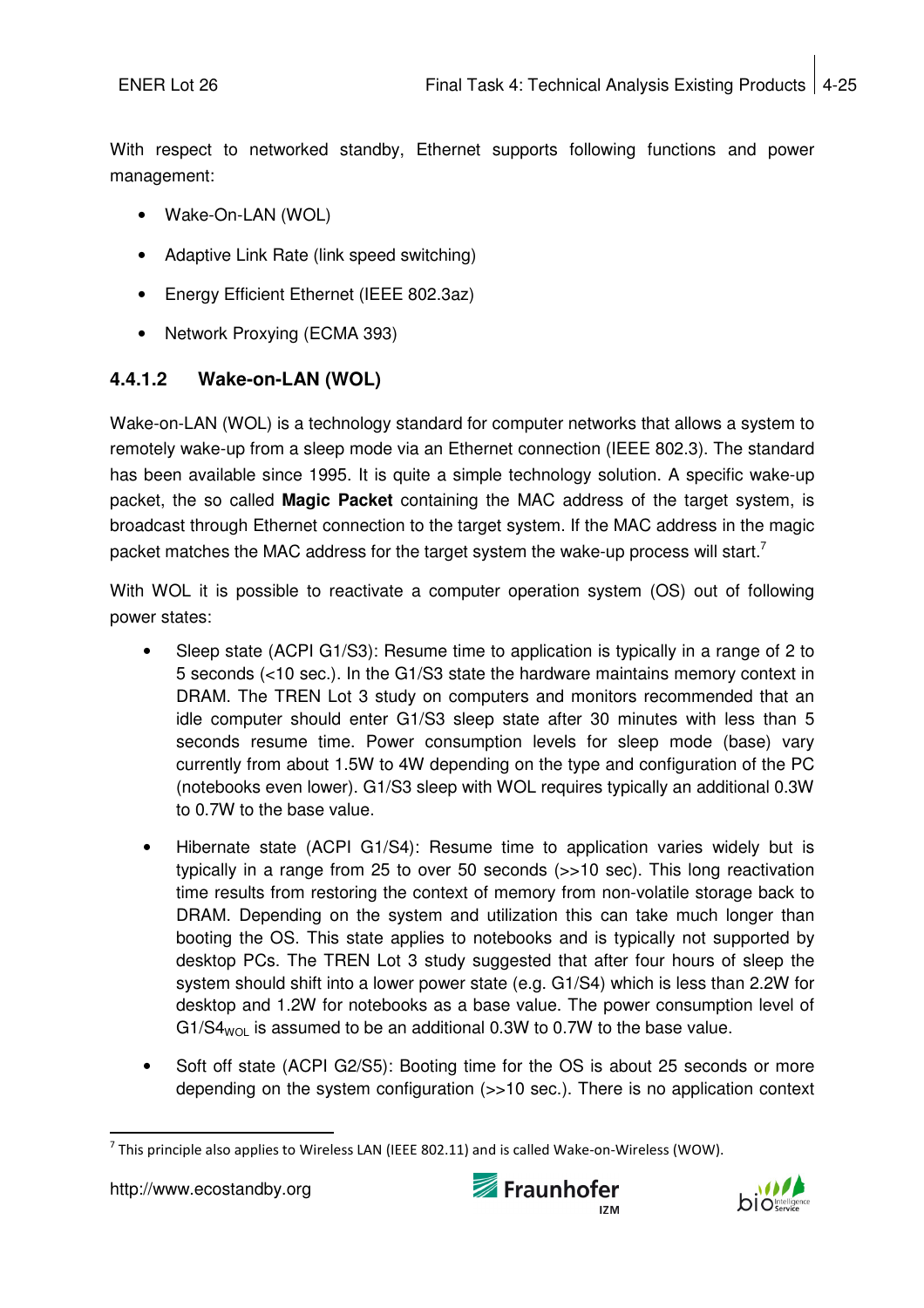With respect to networked standby, Ethernet supports following functions and power management:

- Wake-On-LAN (WOL)
- Adaptive Link Rate (link speed switching)
- Energy Efficient Ethernet (IEEE 802.3az)
- Network Proxying (ECMA 393)

### 4.4.1.2 Wake-on-LAN (WOL)

Wake-on-LAN (WOL) is a technology standard for computer networks that allows a system to remotely wake-up from a sleep mode via an Ethernet connection (IEEE 802.3). The standard has been available since 1995. It is quite a simple technology solution. A specific wake-up packet, the so called **Magic Packet** containing the MAC address of the target system, is broadcast through Ethernet connection to the target system. If the MAC address in the magic packet matches the MAC address for the target system the wake-up process will start.[7]

With WOL it is possible to reactivate a computer operation system (OS) out of following power states:

- Sleep state (ACPI G1/S3): Resume time to application is typically in a range of 2 to 5 seconds (<10 sec.). In the G1/S3 state the hardware maintains memory context in DRAM. The TREN Lot 3 study on computers and monitors recommended that an idle computer should enter G1/S3 sleep state after 30 minutes with less than 5 seconds resume time. Power consumption levels for sleep mode (base) vary currently from about 1.5W to 4W depending on the type and configuration of the PC (notebooks even lower). G1/S3 sleep with WOL requires typically an additional 0.3W to 0.7W to the base value.
- Hibernate state (ACPI G1/S4): Resume time to application varies widely but is typically in a range from 25 to over 50 seconds (>>10 sec). This long reactivation time results from restoring the context of memory from non-volatile storage back to DRAM. Depending on the system and utilization this can take much longer than booting the OS. This state applies to notebooks and is typically not supported by desktop PCs. The TREN Lot 3 study suggested that after four hours of sleep the system should shift into a lower power state (e.g. G1/S4) which is less than 2.2W for desktop and 1.2W for notebooks as a base value. The power consumption level of $G1/S4_{WOL}$ is assumed to be an additional 0.3W to 0.7W to the base value.
- Soft off state (ACPI G2/S5): Booting time for the OS is about 25 seconds or more depending on the system configuration (>>10 sec.). There is no application context

[7] This principle also applies to Wireless LAN (IEEE 802.11) and is called Wake-on-Wireless (WOW).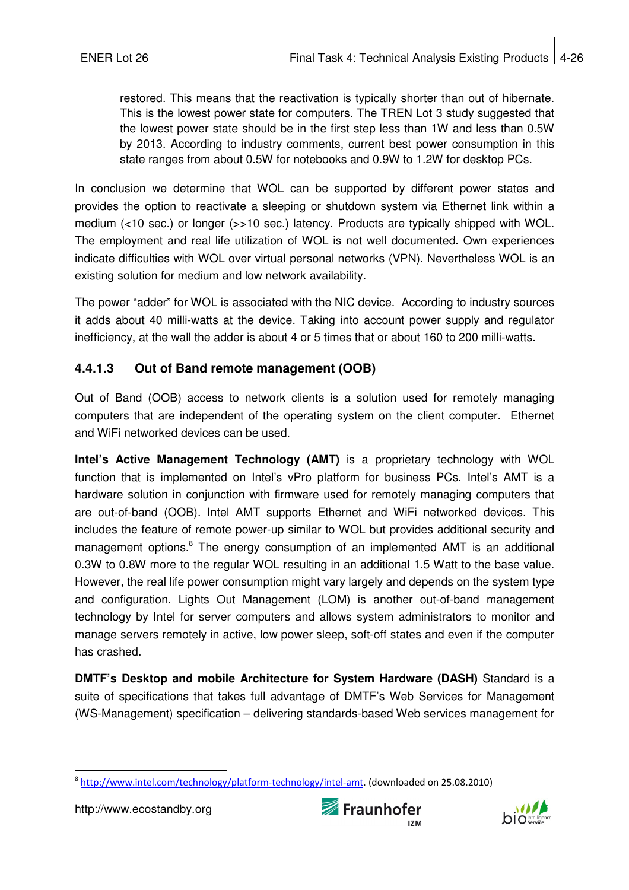restored. This means that the reactivation is typically shorter than out of hibernate. This is the lowest power state for computers. The TREN Lot 3 study suggested that the lowest power state should be in the first step less than 1W and less than 0.5W by 2013. According to industry comments, current best power consumption in this state ranges from about 0.5W for notebooks and 0.9W to 1.2W for desktop PCs.

In conclusion we determine that WOL can be supported by different power states and provides the option to reactivate a sleeping or shutdown system via Ethernet link within a medium (<10 sec.) or longer (>>10 sec.) latency. Products are typically shipped with WOL. The employment and real life utilization of WOL is not well documented. Own experiences indicate difficulties with WOL over virtual personal networks (VPN). Nevertheless WOL is an existing solution for medium and low network availability.

The power "adder" for WOL is associated with the NIC device. According to industry sources it adds about 40 milli-watts at the device. Taking into account power supply and regulator inefficiency, at the wall the adder is about 4 or 5 times that or about 160 to 200 milli-watts.

#### 4.4.1.3 Out of Band remote management (OOB)

Out of Band (OOB) access to network clients is a solution used for remotely managing computers that are independent of the operating system on the client computer. Ethernet and WiFi networked devices can be used.

**Intel's Active Management Technology (AMT)** is a proprietary technology with WOL function that is implemented on Intel's vPro platform for business PCs. Intel's AMT is a hardware solution in conjunction with firmware used for remotely managing computers that are out-of-band (OOB). Intel AMT supports Ethernet and WiFi networked devices. This includes the feature of remote power-up similar to WOL but provides additional security and management options.[8] The energy consumption of an implemented AMT is an additional 0.3W to 0.8W more to the regular WOL resulting in an additional 1.5 Watt to the base value. However, the real life power consumption might vary largely and depends on the system type and configuration. Lights Out Management (LOM) is another out-of-band management technology by Intel for server computers and allows system administrators to monitor and manage servers remotely in active, low power sleep, soft-off states and even if the computer has crashed.

**DMTF's Desktop and mobile Architecture for System Hardware (DASH)** Standard is a suite of specifications that takes full advantage of DMTF's Web Services for Management (WS-Management) specification – delivering standards-based Web services management for

[8] http://www.intel.com/technology/platform-technology/intel-amt. (downloaded on 25.08.2010)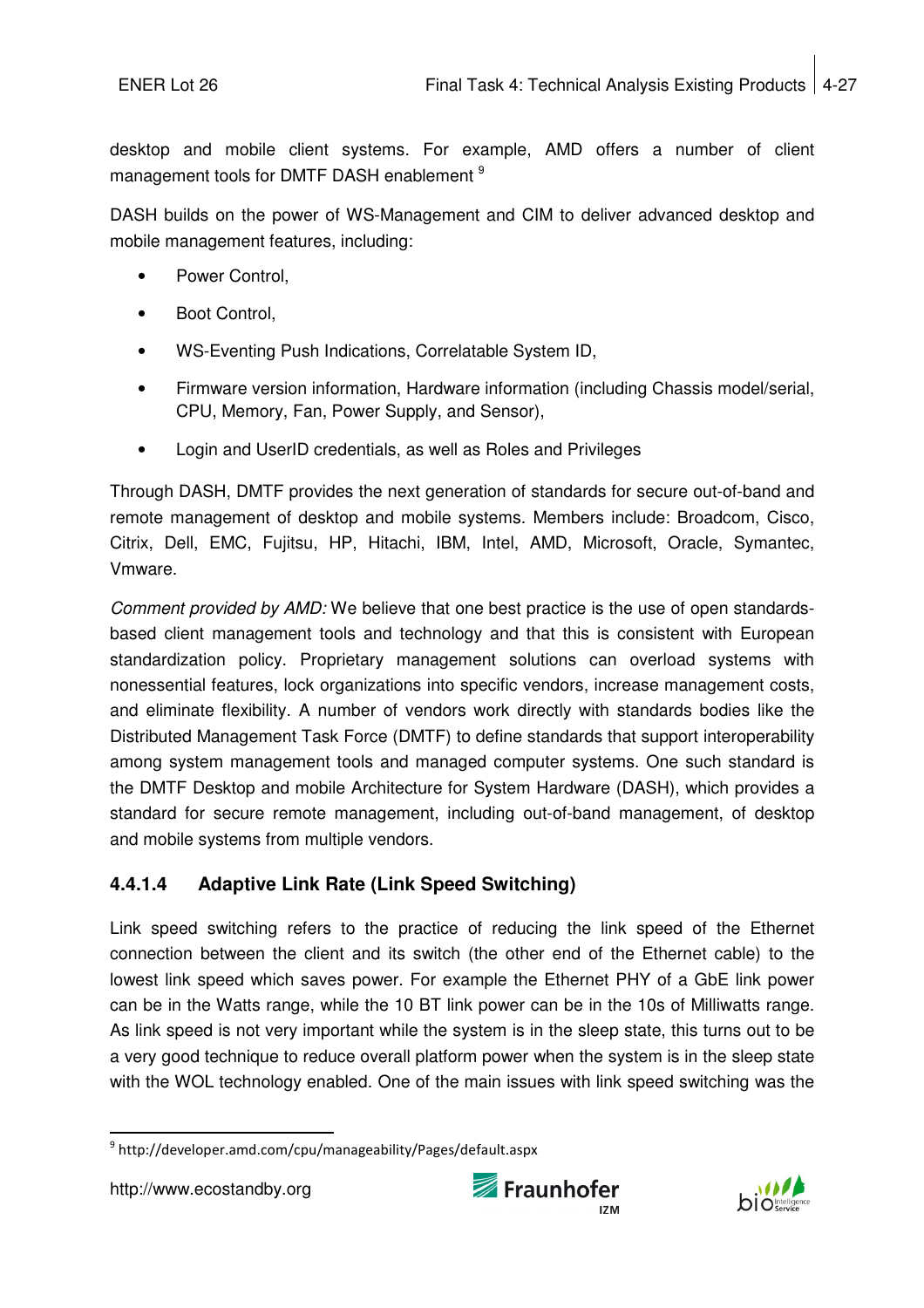desktop and mobile client systems. For example, AMD offers a number of client management tools for DMTF DASH enablement [9]

DASH builds on the power of WS-Management and CIM to deliver advanced desktop and mobile management features, including:

- Power Control,
- Boot Control,
- WS-Eventing Push Indications, Correlatable System ID,
- Firmware version information, Hardware information (including Chassis model/serial, CPU, Memory, Fan, Power Supply, and Sensor),
- Login and UserID credentials, as well as Roles and Privileges

Through DASH, DMTF provides the next generation of standards for secure out-of-band and remote management of desktop and mobile systems. Members include: Broadcom, Cisco, Citrix, Dell, EMC, Fujitsu, HP, Hitachi, IBM, Intel, AMD, Microsoft, Oracle, Symantec, Vmware.

*Comment provided by AMD:* We believe that one best practice is the use of open standards-based client management tools and technology and that this is consistent with European standardization policy. Proprietary management solutions can overload systems with nonessential features, lock organizations into specific vendors, increase management costs, and eliminate flexibility. A number of vendors work directly with standards bodies like the Distributed Management Task Force (DMTF) to define standards that support interoperability among system management tools and managed computer systems. One such standard is the DMTF Desktop and mobile Architecture for System Hardware (DASH), which provides a standard for secure remote management, including out-of-band management, of desktop and mobile systems from multiple vendors.

#### 4.4.1.4 Adaptive Link Rate (Link Speed Switching)

Link speed switching refers to the practice of reducing the link speed of the Ethernet connection between the client and its switch (the other end of the Ethernet cable) to the lowest link speed which saves power. For example the Ethernet PHY of a GbE link power can be in the Watts range, while the 10 BT link power can be in the 10s of Milliwatts range. As link speed is not very important while the system is in the sleep state, this turns out to be a very good technique to reduce overall platform power when the system is in the sleep state with the WOL technology enabled. One of the main issues with link speed switching was the

[9] http://developer.amd.com/cpu/manageability/Pages/default.aspx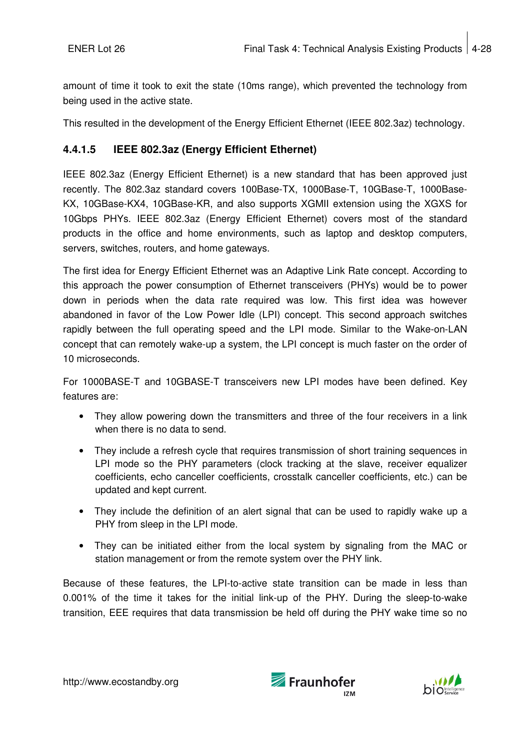amount of time it took to exit the state (10ms range), which prevented the technology from being used in the active state.

This resulted in the development of the Energy Efficient Ethernet (IEEE 802.3az) technology.

#### 4.4.1.5 IEEE 802.3az (Energy Efficient Ethernet)

IEEE 802.3az (Energy Efficient Ethernet) is a new standard that has been approved just recently. The 802.3az standard covers 100Base-TX, 1000Base-T, 10GBase-T, 1000Base-KX, 10GBase-KX4, 10GBase-KR, and also supports XGMII extension using the XGXS for 10Gbps PHYs. IEEE 802.3az (Energy Efficient Ethernet) covers most of the standard products in the office and home environments, such as laptop and desktop computers, servers, switches, routers, and home gateways.

The first idea for Energy Efficient Ethernet was an Adaptive Link Rate concept. According to this approach the power consumption of Ethernet transceivers (PHYs) would be to power down in periods when the data rate required was low. This first idea was however abandoned in favor of the Low Power Idle (LPI) concept. This second approach switches rapidly between the full operating speed and the LPI mode. Similar to the Wake-on-LAN concept that can remotely wake-up a system, the LPI concept is much faster on the order of 10 microseconds.

For 1000BASE-T and 10GBASE-T transceivers new LPI modes have been defined. Key features are:

- They allow powering down the transmitters and three of the four receivers in a link when there is no data to send.
- They include a refresh cycle that requires transmission of short training sequences in LPI mode so the PHY parameters (clock tracking at the slave, receiver equalizer coefficients, echo canceller coefficients, crosstalk canceller coefficients, etc.) can be updated and kept current.
- They include the definition of an alert signal that can be used to rapidly wake up a PHY from sleep in the LPI mode.
- They can be initiated either from the local system by signaling from the MAC or station management or from the remote system over the PHY link.

Because of these features, the LPI-to-active state transition can be made in less than 0.001% of the time it takes for the initial link-up of the PHY. During the sleep-to-wake transition, EEE requires that data transmission be held off during the PHY wake time so no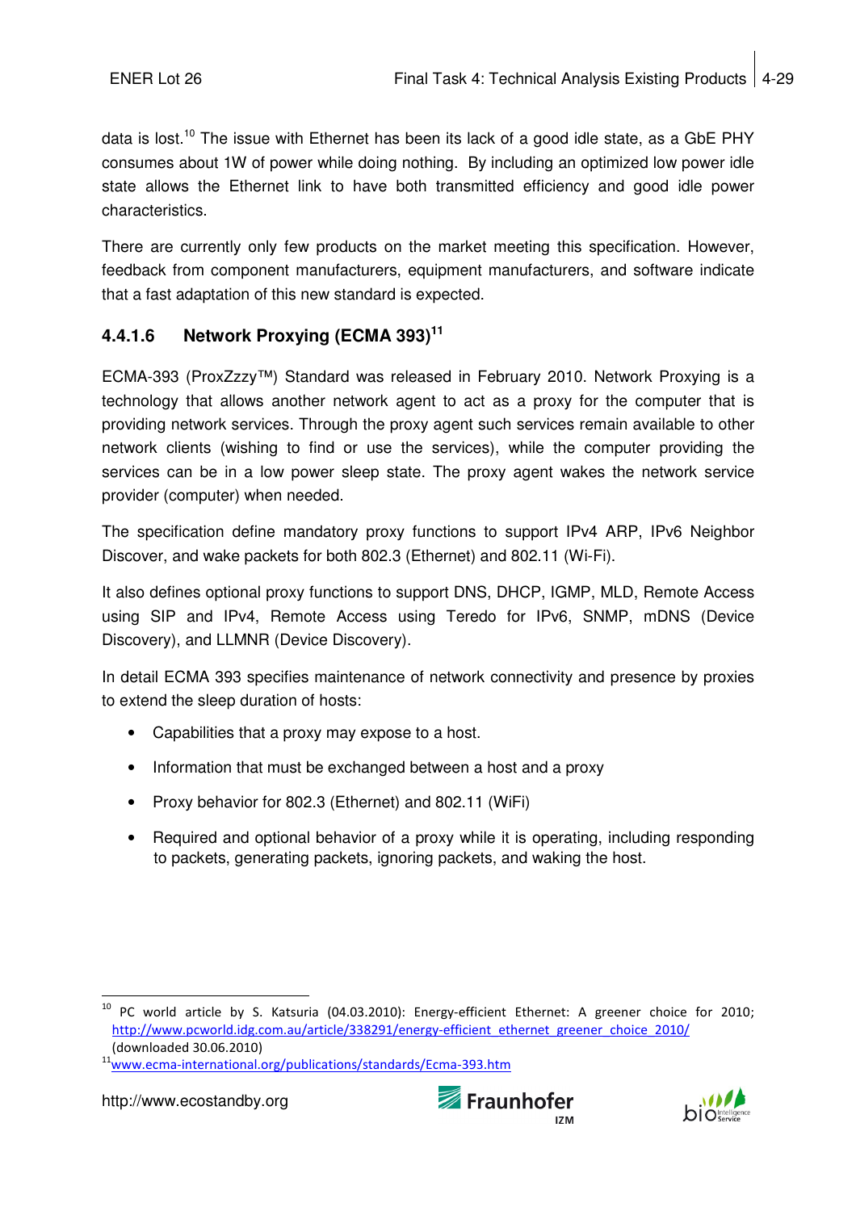data is lost.[10] The issue with Ethernet has been its lack of a good idle state, as a GbE PHY consumes about 1W of power while doing nothing. By including an optimized low power idle state allows the Ethernet link to have both transmitted efficiency and good idle power characteristics.

There are currently only few products on the market meeting this specification. However, feedback from component manufacturers, equipment manufacturers, and software indicate that a fast adaptation of this new standard is expected.

#### 4.4.1.6 Network Proxying (ECMA 393)[11]

ECMA-393 (ProxZzzy™) Standard was released in February 2010. Network Proxying is a technology that allows another network agent to act as a proxy for the computer that is providing network services. Through the proxy agent such services remain available to other network clients (wishing to find or use the services), while the computer providing the services can be in a low power sleep state. The proxy agent wakes the network service provider (computer) when needed.

The specification define mandatory proxy functions to support IPv4 ARP, IPv6 Neighbor Discover, and wake packets for both 802.3 (Ethernet) and 802.11 (Wi-Fi).

It also defines optional proxy functions to support DNS, DHCP, IGMP, MLD, Remote Access using SIP and IPv4, Remote Access using Teredo for IPv6, SNMP, mDNS (Device Discovery), and LLMNR (Device Discovery).

In detail ECMA 393 specifies maintenance of network connectivity and presence by proxies to extend the sleep duration of hosts:

- Capabilities that a proxy may expose to a host.
- Information that must be exchanged between a host and a proxy
- Proxy behavior for 802.3 (Ethernet) and 802.11 (WiFi)
- Required and optional behavior of a proxy while it is operating, including responding to packets, generating packets, ignoring packets, and waking the host.

---

[10] PC world article by S. Katsuria (04.03.2010): Energy-efficient Ethernet: A greener choice for 2010; http://www.pcworld.idg.com.au/article/338291/energy-efficient_ethernet_greener_choice_2010/ (downloaded 30.06.2010)

[11] www.ecma-international.org/publications/standards/Ecma-393.htm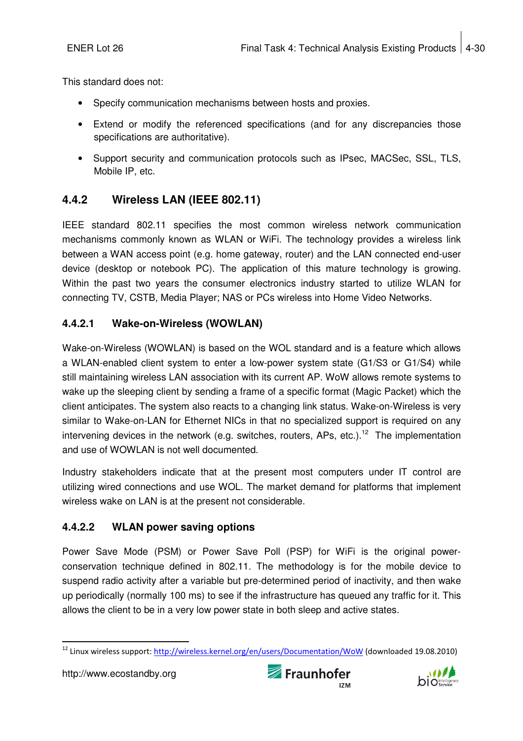This standard does not:

- Specify communication mechanisms between hosts and proxies.
- Extend or modify the referenced specifications (and for any discrepancies those specifications are authoritative).
- Support security and communication protocols such as IPsec, MACSec, SSL, TLS, Mobile IP, etc.

### 4.4.2 Wireless LAN (IEEE 802.11)

IEEE standard 802.11 specifies the most common wireless network communication mechanisms commonly known as WLAN or WiFi. The technology provides a wireless link between a WAN access point (e.g. home gateway, router) and the LAN connected end-user device (desktop or notebook PC). The application of this mature technology is growing. Within the past two years the consumer electronics industry started to utilize WLAN for connecting TV, CSTB, Media Player; NAS or PCs wireless into Home Video Networks.

#### 4.4.2.1 Wake-on-Wireless (WOWLAN)

Wake-on-Wireless (WOWLAN) is based on the WOL standard and is a feature which allows a WLAN-enabled client system to enter a low-power system state (G1/S3 or G1/S4) while still maintaining wireless LAN association with its current AP. WoW allows remote systems to wake up the sleeping client by sending a frame of a specific format (Magic Packet) which the client anticipates. The system also reacts to a changing link status. Wake-on-Wireless is very similar to Wake-on-LAN for Ethernet NICs in that no specialized support is required on any intervening devices in the network (e.g. switches, routers, APs, etc.).[12] The implementation and use of WOWLAN is not well documented.

Industry stakeholders indicate that at the present most computers under IT control are utilizing wired connections and use WOL. The market demand for platforms that implement wireless wake on LAN is at the present not considerable.

#### 4.4.2.2 WLAN power saving options

Power Save Mode (PSM) or Power Save Poll (PSP) for WiFi is the original power-conservation technique defined in 802.11. The methodology is for the mobile device to suspend radio activity after a variable but pre-determined period of inactivity, and then wake up periodically (normally 100 ms) to see if the infrastructure has queued any traffic for it. This allows the client to be in a very low power state in both sleep and active states.

[12] Linux wireless support: http://wireless.kernel.org/en/users/Documentation/WoW (downloaded 19.08.2010)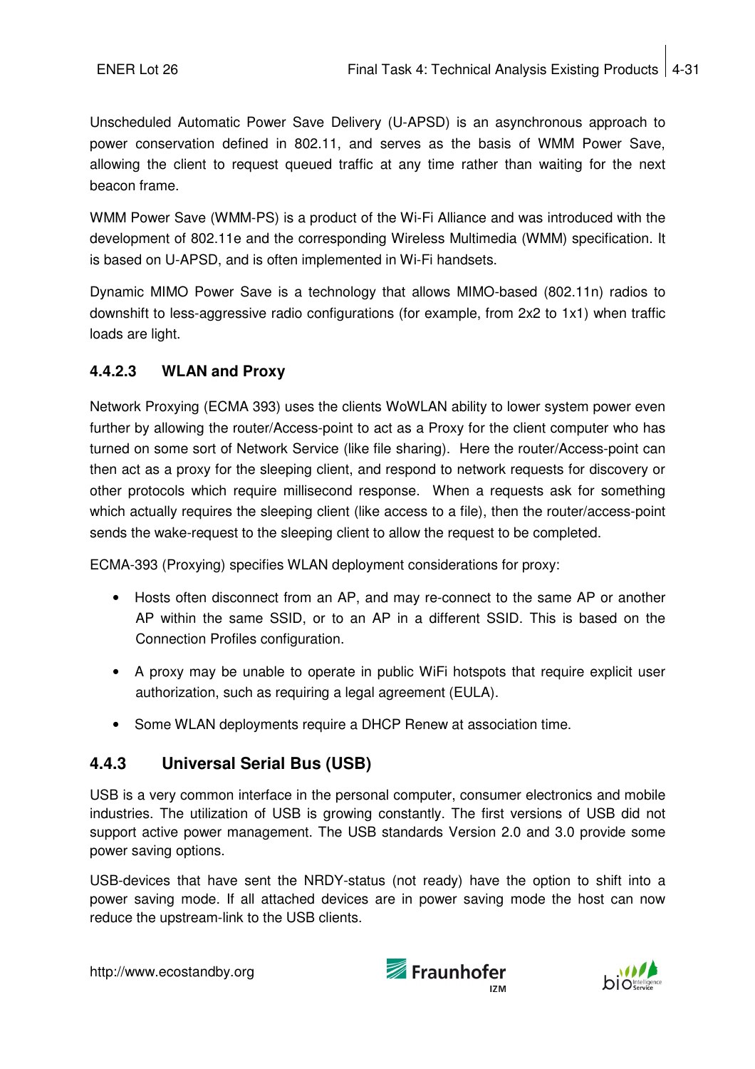Unscheduled Automatic Power Save Delivery (U-APSD) is an asynchronous approach to power conservation defined in 802.11, and serves as the basis of WMM Power Save, allowing the client to request queued traffic at any time rather than waiting for the next beacon frame.

WMM Power Save (WMM-PS) is a product of the Wi-Fi Alliance and was introduced with the development of 802.11e and the corresponding Wireless Multimedia (WMM) specification. It is based on U-APSD, and is often implemented in Wi-Fi handsets.

Dynamic MIMO Power Save is a technology that allows MIMO-based (802.11n) radios to downshift to less-aggressive radio configurations (for example, from 2x2 to 1x1) when traffic loads are light.

#### 4.4.2.3 WLAN and Proxy

Network Proxying (ECMA 393) uses the clients WoWLAN ability to lower system power even further by allowing the router/Access-point to act as a Proxy for the client computer who has turned on some sort of Network Service (like file sharing). Here the router/Access-point can then act as a proxy for the sleeping client, and respond to network requests for discovery or other protocols which require millisecond response. When a requests ask for something which actually requires the sleeping client (like access to a file), then the router/access-point sends the wake-request to the sleeping client to allow the request to be completed.

ECMA-393 (Proxying) specifies WLAN deployment considerations for proxy:

- Hosts often disconnect from an AP, and may re-connect to the same AP or another AP within the same SSID, or to an AP in a different SSID. This is based on the Connection Profiles configuration.
- A proxy may be unable to operate in public WiFi hotspots that require explicit user authorization, such as requiring a legal agreement (EULA).
- Some WLAN deployments require a DHCP Renew at association time.

### 4.4.3 Universal Serial Bus (USB)

USB is a very common interface in the personal computer, consumer electronics and mobile industries. The utilization of USB is growing constantly. The first versions of USB did not support active power management. The USB standards Version 2.0 and 3.0 provide some power saving options.

USB-devices that have sent the NRDY-status (not ready) have the option to shift into a power saving mode. If all attached devices are in power saving mode the host can now reduce the upstream-link to the USB clients.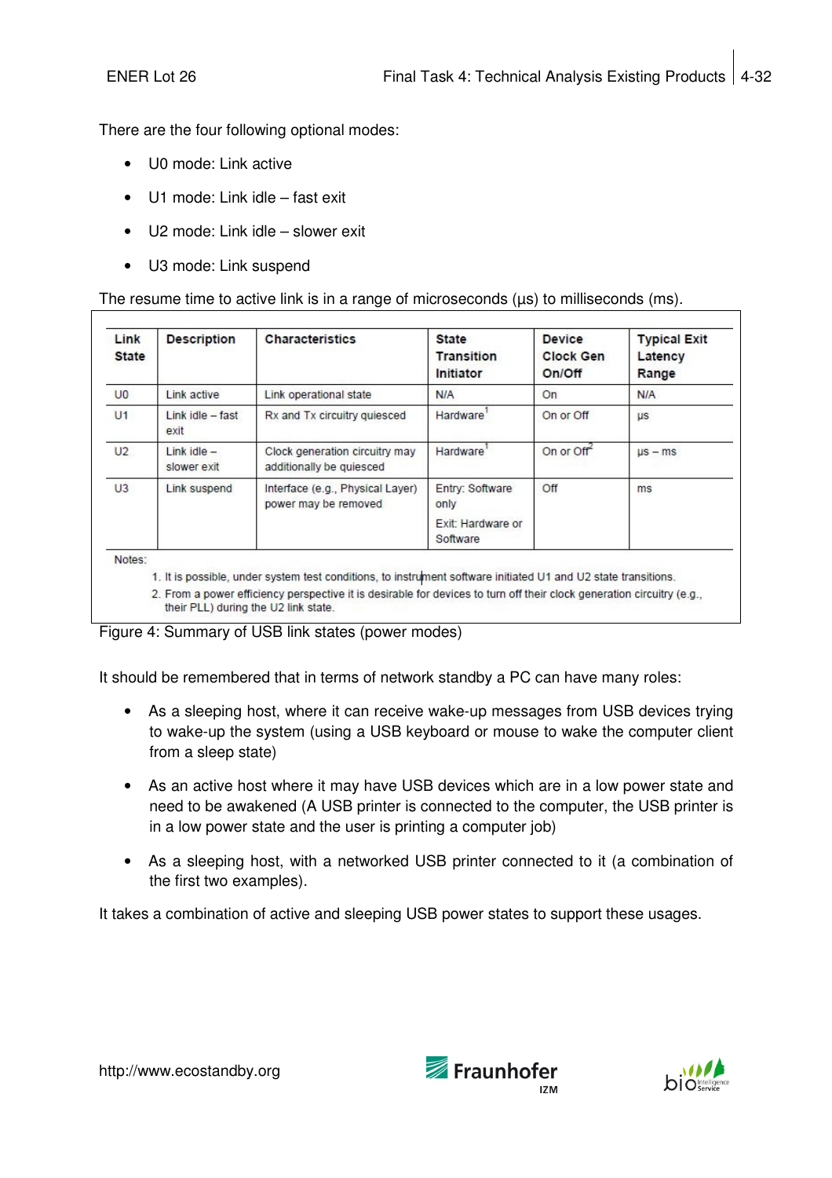There are the four following optional modes:

- U0 mode: Link active
- U1 mode: Link idle – fast exit
- U2 mode: Link idle – slower exit
- U3 mode: Link suspend

The resume time to active link is in a range of microseconds (µs) to milliseconds (ms).

| Link State | Description | Characteristics | State Transition Initiator | Device Clock Gen On/Off | Typical Exit Latency Range |
|---|---|---|---|---|---|
| U0 | Link active | Link operational state | N/A | On | N/A |
| U1 | Link idle – fast exit | Rx and Tx circuitry quiesced | Hardware[1] | On or Off | µs |
| U2 | Link idle – slower exit | Clock generation circuitry may additionally be quiesced | Hardware[1] | On or Off[2] | µs – ms |
| U3 | Link suspend | Interface (e.g., Physical Layer) power may be removed | Entry: Software only<br>Exit: Hardware or Software | Off | ms |

Notes:

1. It is possible, under system test conditions, to instrument software initiated U1 and U2 state transitions.
2. From a power efficiency perspective it is desirable for devices to turn off their clock generation circuitry (e.g., their PLL) during the U2 link state.

Figure 4: Summary of USB link states (power modes)

It should be remembered that in terms of network standby a PC can have many roles:

- As a sleeping host, where it can receive wake-up messages from USB devices trying to wake-up the system (using a USB keyboard or mouse to wake the computer client from a sleep state)
- As an active host where it may have USB devices which are in a low power state and need to be awakened (A USB printer is connected to the computer, the USB printer is in a low power state and the user is printing a computer job)
- As a sleeping host, with a networked USB printer connected to it (a combination of the first two examples).

It takes a combination of active and sleeping USB power states to support these usages.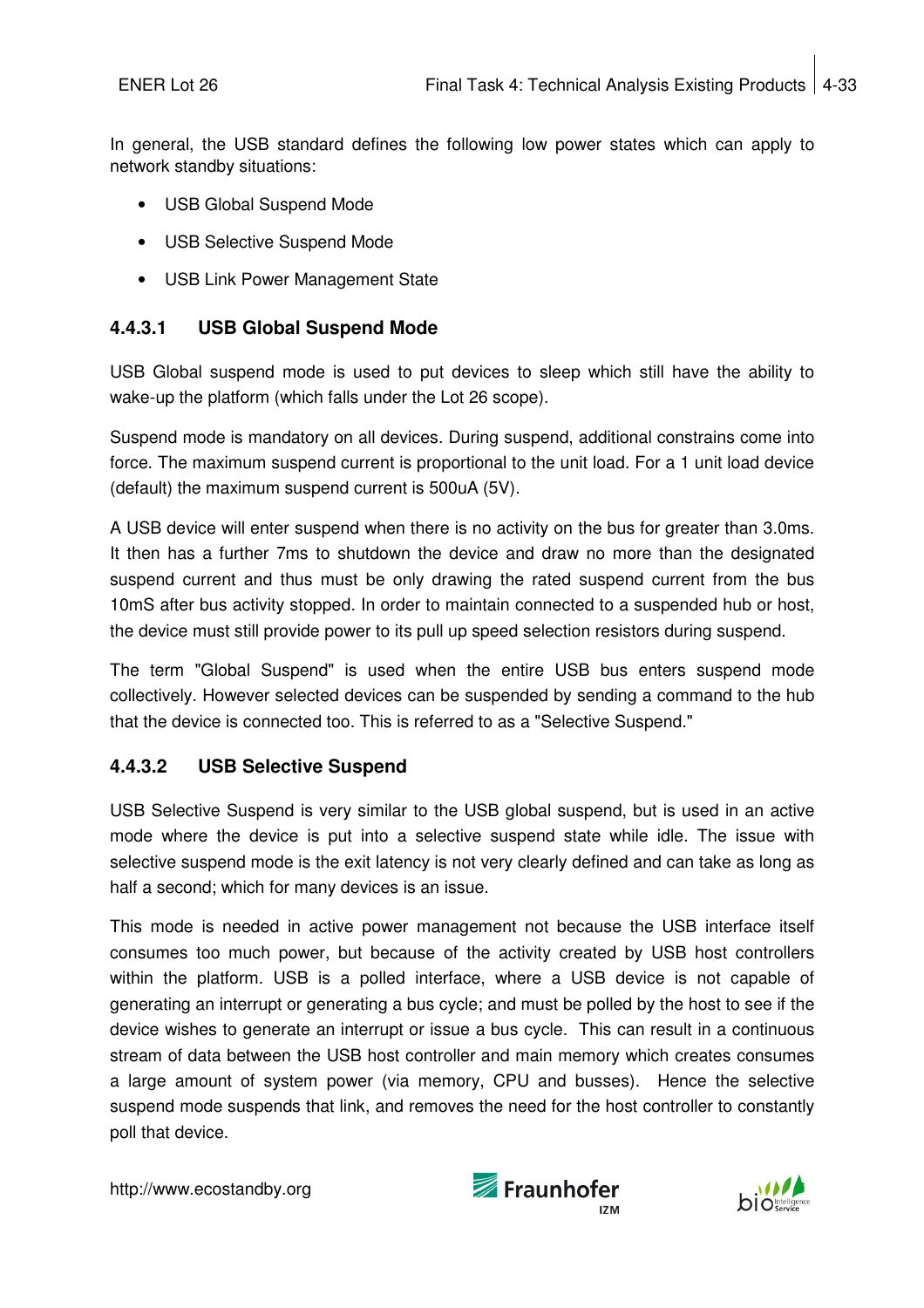In general, the USB standard defines the following low power states which can apply to network standby situations:

- USB Global Suspend Mode
- USB Selective Suspend Mode
- USB Link Power Management State

### 4.4.3.1 USB Global Suspend Mode

USB Global suspend mode is used to put devices to sleep which still have the ability to wake-up the platform (which falls under the Lot 26 scope).

Suspend mode is mandatory on all devices. During suspend, additional constrains come into force. The maximum suspend current is proportional to the unit load. For a 1 unit load device (default) the maximum suspend current is 500uA (5V).

A USB device will enter suspend when there is no activity on the bus for greater than 3.0ms. It then has a further 7ms to shutdown the device and draw no more than the designated suspend current and thus must be only drawing the rated suspend current from the bus 10mS after bus activity stopped. In order to maintain connected to a suspended hub or host, the device must still provide power to its pull up speed selection resistors during suspend.

The term "Global Suspend" is used when the entire USB bus enters suspend mode collectively. However selected devices can be suspended by sending a command to the hub that the device is connected too. This is referred to as a "Selective Suspend."

### 4.4.3.2 USB Selective Suspend

USB Selective Suspend is very similar to the USB global suspend, but is used in an active mode where the device is put into a selective suspend state while idle. The issue with selective suspend mode is the exit latency is not very clearly defined and can take as long as half a second; which for many devices is an issue.

This mode is needed in active power management not because the USB interface itself consumes too much power, but because of the activity created by USB host controllers within the platform. USB is a polled interface, where a USB device is not capable of generating an interrupt or generating a bus cycle; and must be polled by the host to see if the device wishes to generate an interrupt or issue a bus cycle. This can result in a continuous stream of data between the USB host controller and main memory which creates consumes a large amount of system power (via memory, CPU and busses). Hence the selective suspend mode suspends that link, and removes the need for the host controller to constantly poll that device.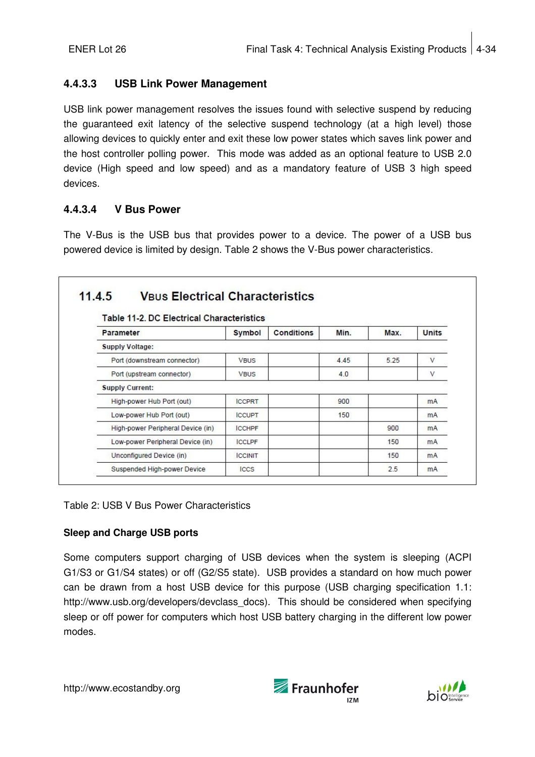### 4.4.3.3 USB Link Power Management

USB link power management resolves the issues found with selective suspend by reducing the guaranteed exit latency of the selective suspend technology (at a high level) those allowing devices to quickly enter and exit these low power states which saves link power and the host controller polling power. This mode was added as an optional feature to USB 2.0 device (High speed and low speed) and as a mandatory feature of USB 3 high speed devices.

### 4.4.3.4 V Bus Power

The V-Bus is the USB bus that provides power to a device. The power of a USB bus powered device is limited by design. Table 2 shows the V-Bus power characteristics.

**11.4.5 VBUS Electrical Characteristics**

**Table 11-2. DC Electrical Characteristics**

| Parameter | Symbol | Conditions | Min. | Max. | Units |
|---|---|---|---|---|---|
| **Supply Voltage:** | | | | | |
| Port (downstream connector) | VBUS | | 4.45 | 5.25 | V |
| Port (upstream connector) | VBUS | | 4.0 | | V |
| **Supply Current:** | | | | | |
| High-power Hub Port (out) | ICCPRT | | 900 | | mA |
| Low-power Hub Port (out) | ICCUPT | | 150 | | mA |
| High-power Peripheral Device (in) | ICCHPF | | | 900 | mA |
| Low-power Peripheral Device (in) | ICCLPF | | | 150 | mA |
| Unconfigured Device (in) | ICCINIT | | | 150 | mA |
| Suspended High-power Device | ICCS | | | 2.5 | mA |

Table 2: USB V Bus Power Characteristics

**Sleep and Charge USB ports**

Some computers support charging of USB devices when the system is sleeping (ACPI G1/S3 or G1/S4 states) or off (G2/S5 state). USB provides a standard on how much power can be drawn from a host USB device for this purpose (USB charging specification 1.1: http://www.usb.org/developers/devclass_docs). This should be considered when specifying sleep or off power for computers which host USB battery charging in the different low power modes.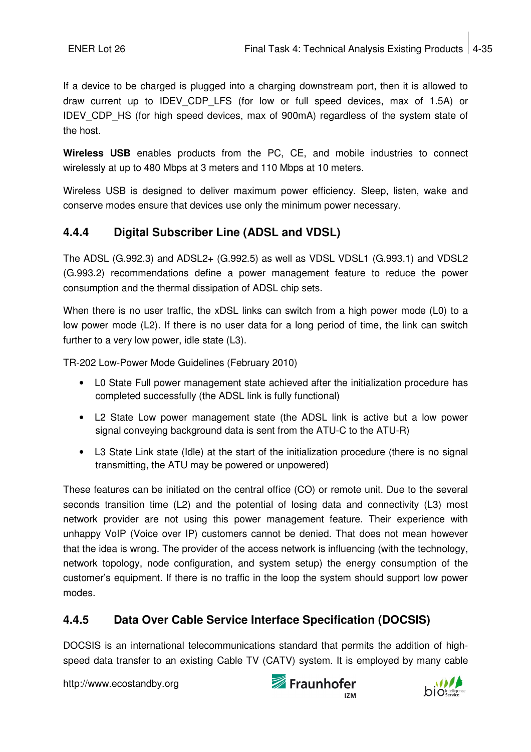If a device to be charged is plugged into a charging downstream port, then it is allowed to draw current up to IDEV_CDP_LFS (for low or full speed devices, max of 1.5A) or IDEV_CDP_HS (for high speed devices, max of 900mA) regardless of the system state of the host.

**Wireless USB** enables products from the PC, CE, and mobile industries to connect wirelessly at up to 480 Mbps at 3 meters and 110 Mbps at 10 meters.

Wireless USB is designed to deliver maximum power efficiency. Sleep, listen, wake and conserve modes ensure that devices use only the minimum power necessary.

### 4.4.4 Digital Subscriber Line (ADSL and VDSL)

The ADSL (G.992.3) and ADSL2+ (G.992.5) as well as VDSL VDSL1 (G.993.1) and VDSL2 (G.993.2) recommendations define a power management feature to reduce the power consumption and the thermal dissipation of ADSL chip sets.

When there is no user traffic, the xDSL links can switch from a high power mode (L0) to a low power mode (L2). If there is no user data for a long period of time, the link can switch further to a very low power, idle state (L3).

TR-202 Low-Power Mode Guidelines (February 2010)

- L0 State Full power management state achieved after the initialization procedure has completed successfully (the ADSL link is fully functional)
- L2 State Low power management state (the ADSL link is active but a low power signal conveying background data is sent from the ATU-C to the ATU-R)
- L3 State Link state (Idle) at the start of the initialization procedure (there is no signal transmitting, the ATU may be powered or unpowered)

These features can be initiated on the central office (CO) or remote unit. Due to the several seconds transition time (L2) and the potential of losing data and connectivity (L3) most network provider are not using this power management feature. Their experience with unhappy VoIP (Voice over IP) customers cannot be denied. That does not mean however that the idea is wrong. The provider of the access network is influencing (with the technology, network topology, node configuration, and system setup) the energy consumption of the customer's equipment. If there is no traffic in the loop the system should support low power modes.

### 4.4.5 Data Over Cable Service Interface Specification (DOCSIS)

DOCSIS is an international telecommunications standard that permits the addition of high-speed data transfer to an existing Cable TV (CATV) system. It is employed by many cable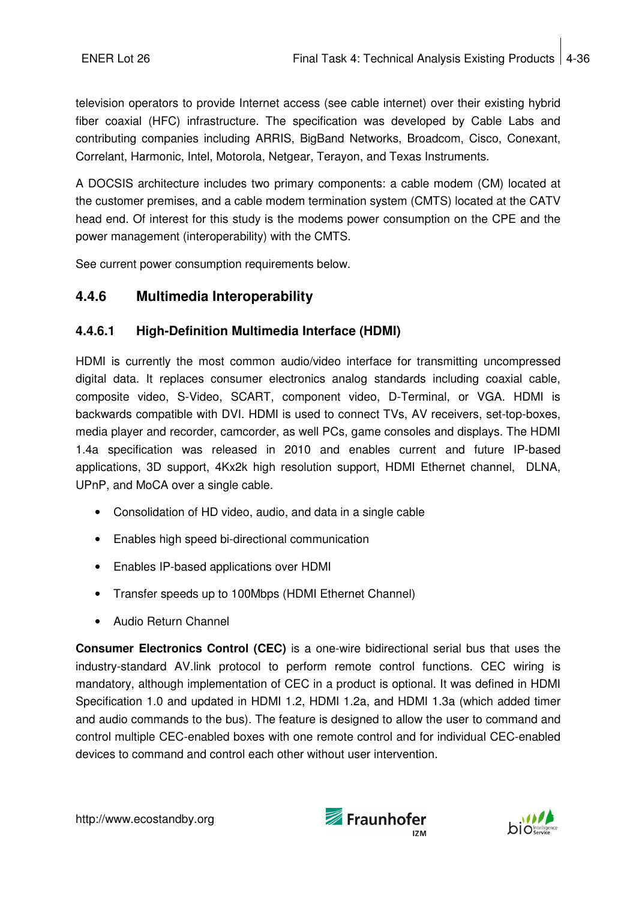television operators to provide Internet access (see cable internet) over their existing hybrid fiber coaxial (HFC) infrastructure. The specification was developed by Cable Labs and contributing companies including ARRIS, BigBand Networks, Broadcom, Cisco, Conexant, Correlant, Harmonic, Intel, Motorola, Netgear, Terayon, and Texas Instruments.

A DOCSIS architecture includes two primary components: a cable modem (CM) located at the customer premises, and a cable modem termination system (CMTS) located at the CATV head end. Of interest for this study is the modems power consumption on the CPE and the power management (interoperability) with the CMTS.

See current power consumption requirements below.

### 4.4.6 Multimedia Interoperability

#### 4.4.6.1 High-Definition Multimedia Interface (HDMI)

HDMI is currently the most common audio/video interface for transmitting uncompressed digital data. It replaces consumer electronics analog standards including coaxial cable, composite video, S-Video, SCART, component video, D-Terminal, or VGA. HDMI is backwards compatible with DVI. HDMI is used to connect TVs, AV receivers, set-top-boxes, media player and recorder, camcorder, as well PCs, game consoles and displays. The HDMI 1.4a specification was released in 2010 and enables current and future IP-based applications, 3D support, 4Kx2k high resolution support, HDMI Ethernet channel, DLNA, UPnP, and MoCA over a single cable.

- Consolidation of HD video, audio, and data in a single cable
- Enables high speed bi-directional communication
- Enables IP-based applications over HDMI
- Transfer speeds up to 100Mbps (HDMI Ethernet Channel)
- Audio Return Channel

**Consumer Electronics Control (CEC)** is a one-wire bidirectional serial bus that uses the industry-standard AV.link protocol to perform remote control functions. CEC wiring is mandatory, although implementation of CEC in a product is optional. It was defined in HDMI Specification 1.0 and updated in HDMI 1.2, HDMI 1.2a, and HDMI 1.3a (which added timer and audio commands to the bus). The feature is designed to allow the user to command and control multiple CEC-enabled boxes with one remote control and for individual CEC-enabled devices to command and control each other without user intervention.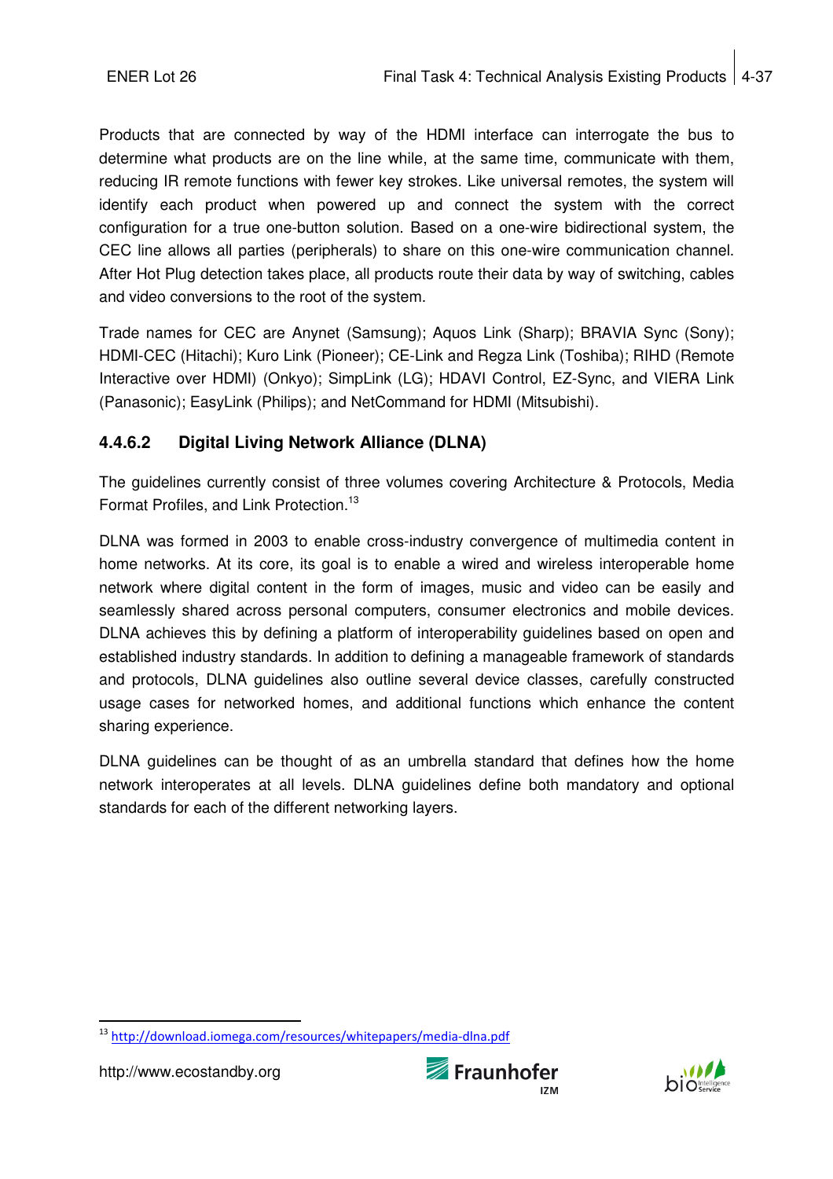Products that are connected by way of the HDMI interface can interrogate the bus to determine what products are on the line while, at the same time, communicate with them, reducing IR remote functions with fewer key strokes. Like universal remotes, the system will identify each product when powered up and connect the system with the correct configuration for a true one-button solution. Based on a one-wire bidirectional system, the CEC line allows all parties (peripherals) to share on this one-wire communication channel. After Hot Plug detection takes place, all products route their data by way of switching, cables and video conversions to the root of the system.

Trade names for CEC are Anynet (Samsung); Aquos Link (Sharp); BRAVIA Sync (Sony); HDMI-CEC (Hitachi); Kuro Link (Pioneer); CE-Link and Regza Link (Toshiba); RIHD (Remote Interactive over HDMI) (Onkyo); SimpLink (LG); HDAVI Control, EZ-Sync, and VIERA Link (Panasonic); EasyLink (Philips); and NetCommand for HDMI (Mitsubishi).

#### 4.4.6.2 Digital Living Network Alliance (DLNA)

The guidelines currently consist of three volumes covering Architecture & Protocols, Media Format Profiles, and Link Protection.[13]

DLNA was formed in 2003 to enable cross-industry convergence of multimedia content in home networks. At its core, its goal is to enable a wired and wireless interoperable home network where digital content in the form of images, music and video can be easily and seamlessly shared across personal computers, consumer electronics and mobile devices. DLNA achieves this by defining a platform of interoperability guidelines based on open and established industry standards. In addition to defining a manageable framework of standards and protocols, DLNA guidelines also outline several device classes, carefully constructed usage cases for networked homes, and additional functions which enhance the content sharing experience.

DLNA guidelines can be thought of as an umbrella standard that defines how the home network interoperates at all levels. DLNA guidelines define both mandatory and optional standards for each of the different networking layers.

---

[13] http://download.iomega.com/resources/whitepapers/media-dlna.pdf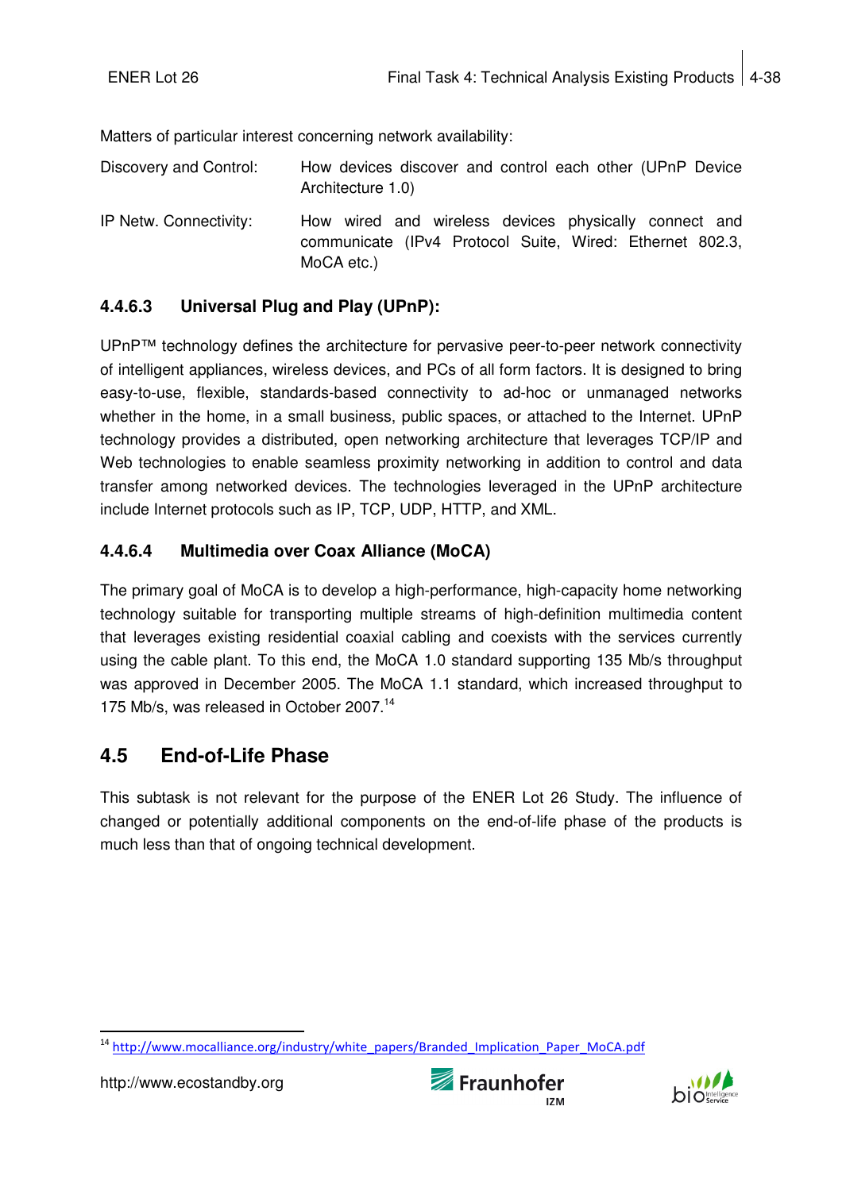Matters of particular interest concerning network availability:

| | |
|---|---|
| Discovery and Control: | How devices discover and control each other (UPnP Device Architecture 1.0) |
| IP Netw. Connectivity: | How wired and wireless devices physically connect and communicate (IPv4 Protocol Suite, Wired: Ethernet 802.3, MoCA etc.) |

#### 4.4.6.3 Universal Plug and Play (UPnP):

UPnP™ technology defines the architecture for pervasive peer-to-peer network connectivity of intelligent appliances, wireless devices, and PCs of all form factors. It is designed to bring easy-to-use, flexible, standards-based connectivity to ad-hoc or unmanaged networks whether in the home, in a small business, public spaces, or attached to the Internet. UPnP technology provides a distributed, open networking architecture that leverages TCP/IP and Web technologies to enable seamless proximity networking in addition to control and data transfer among networked devices. The technologies leveraged in the UPnP architecture include Internet protocols such as IP, TCP, UDP, HTTP, and XML.

#### 4.4.6.4 Multimedia over Coax Alliance (MoCA)

The primary goal of MoCA is to develop a high-performance, high-capacity home networking technology suitable for transporting multiple streams of high-definition multimedia content that leverages existing residential coaxial cabling and coexists with the services currently using the cable plant. To this end, the MoCA 1.0 standard supporting 135 Mb/s throughput was approved in December 2005. The MoCA 1.1 standard, which increased throughput to 175 Mb/s, was released in October 2007.[14]

## 4.5 End-of-Life Phase

This subtask is not relevant for the purpose of the ENER Lot 26 Study. The influence of changed or potentially additional components on the end-of-life phase of the products is much less than that of ongoing technical development.

---

[14] http://www.mocalliance.org/industry/white_papers/Branded_Implication_Paper_MoCA.pdf